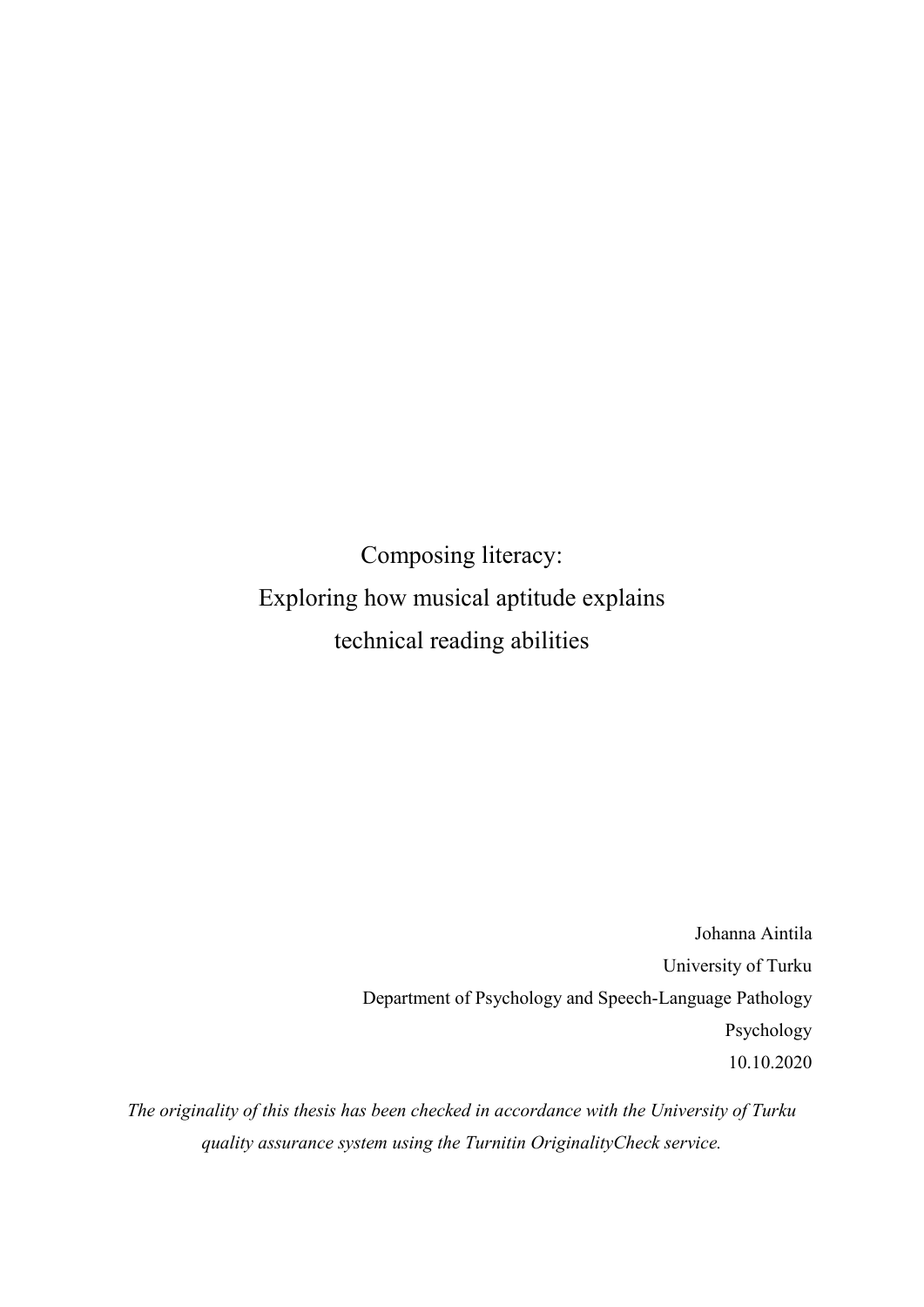# Composing literacy:
# Exploring how musical aptitude explains technical reading abilities

Johanna Aintila

University of Turku

Department of Psychology and Speech-Language Pathology

Psychology

10.10.2020

*The originality of this thesis has been checked in accordance with the University of Turku quality assurance system using the Turnitin OriginalityCheck service.*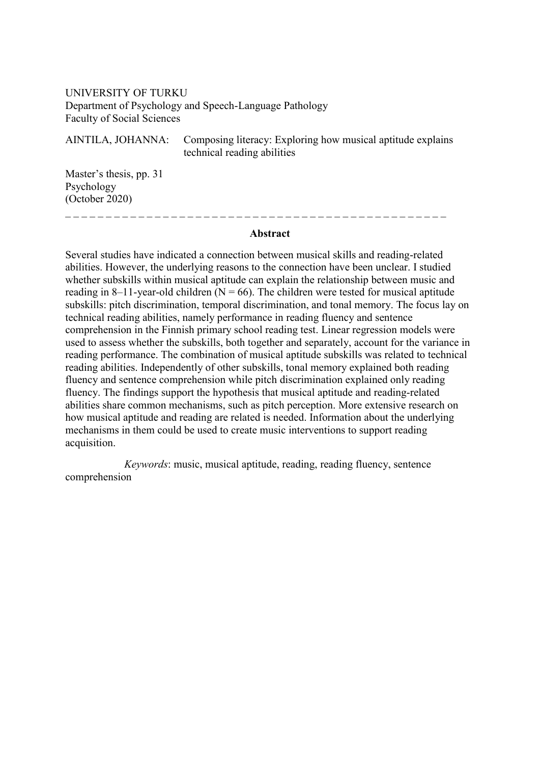UNIVERSITY OF TURKU
Department of Psychology and Speech-Language Pathology
Faculty of Social Sciences

AINTILA, JOHANNA: Composing literacy: Exploring how musical aptitude explains technical reading abilities

Master's thesis, pp. 31
Psychology
(October 2020)

\_ \_ \_ \_ \_ \_ \_ \_ \_ \_ \_ \_ \_ \_ \_ \_ \_ \_ \_ \_ \_ \_ \_ \_ \_ \_ \_ \_ \_ \_ \_ \_ \_ \_ \_ \_ \_ \_ \_ \_ \_ \_ \_ \_ \_ \_ \_ \_ \_

**Abstract**

Several studies have indicated a connection between musical skills and reading-related abilities. However, the underlying reasons to the connection have been unclear. I studied whether subskills within musical aptitude can explain the relationship between music and reading in 8–11-year-old children ($N = 66$). The children were tested for musical aptitude subskills: pitch discrimination, temporal discrimination, and tonal memory. The focus lay on technical reading abilities, namely performance in reading fluency and sentence comprehension in the Finnish primary school reading test. Linear regression models were used to assess whether the subskills, both together and separately, account for the variance in reading performance. The combination of musical aptitude subskills was related to technical reading abilities. Independently of other subskills, tonal memory explained both reading fluency and sentence comprehension while pitch discrimination explained only reading fluency. The findings support the hypothesis that musical aptitude and reading-related abilities share common mechanisms, such as pitch perception. More extensive research on how musical aptitude and reading are related is needed. Information about the underlying mechanisms in them could be used to create music interventions to support reading acquisition.

*Keywords*: music, musical aptitude, reading, reading fluency, sentence comprehension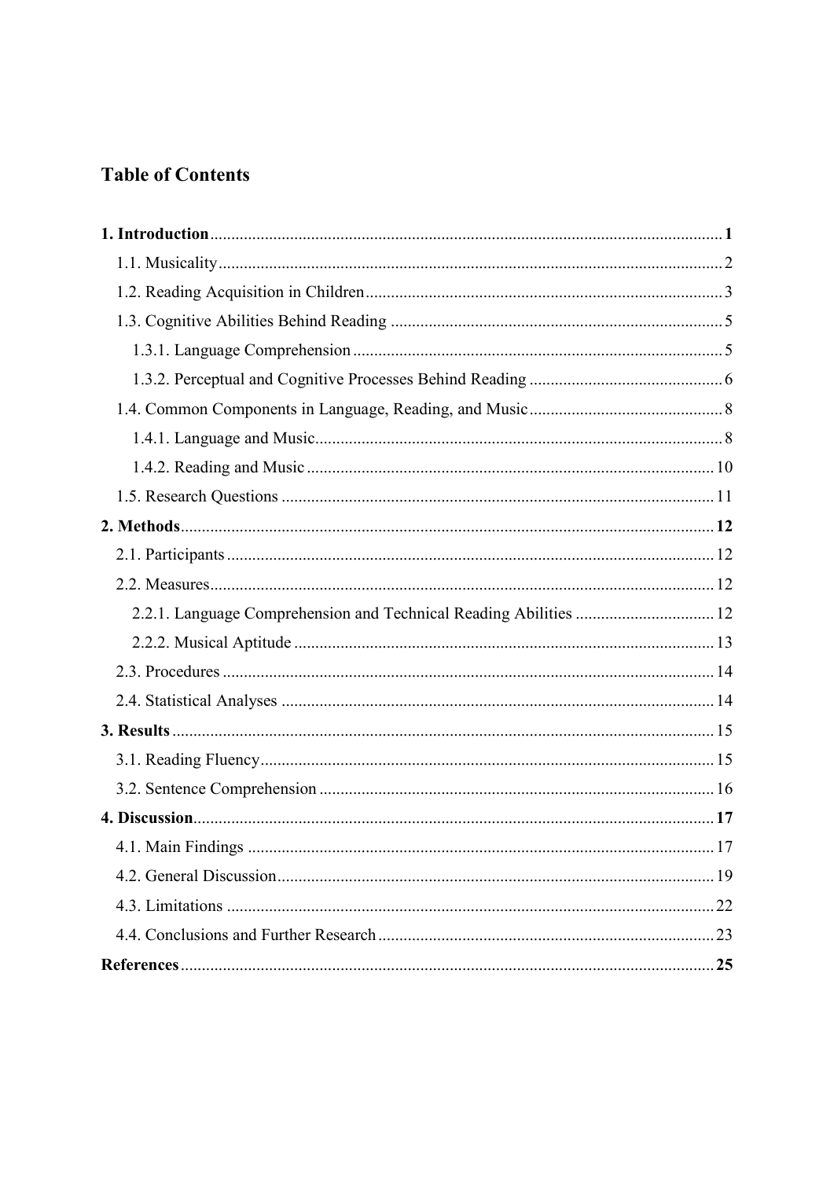# Table of Contents

**1. Introduction** ........ **1**

- 1.1. Musicality ........ 2
- 1.2. Reading Acquisition in Children ........ 3
- 1.3. Cognitive Abilities Behind Reading ........ 5
  - 1.3.1. Language Comprehension ........ 5
  - 1.3.2. Perceptual and Cognitive Processes Behind Reading ........ 6
- 1.4. Common Components in Language, Reading, and Music ........ 8
  - 1.4.1. Language and Music ........ 8
  - 1.4.2. Reading and Music ........ 10
- 1.5. Research Questions ........ 11

**2. Methods** ........ **12**

- 2.1. Participants ........ 12
- 2.2. Measures ........ 12
  - 2.2.1. Language Comprehension and Technical Reading Abilities ........ 12
  - 2.2.2. Musical Aptitude ........ 13
- 2.3. Procedures ........ 14
- 2.4. Statistical Analyses ........ 14

**3. Results** ........ **15**

- 3.1. Reading Fluency ........ 15
- 3.2. Sentence Comprehension ........ 16

**4. Discussion** ........ **17**

- 4.1. Main Findings ........ 17
- 4.2. General Discussion ........ 19
- 4.3. Limitations ........ 22
- 4.4. Conclusions and Further Research ........ 23

**References** ........ **25**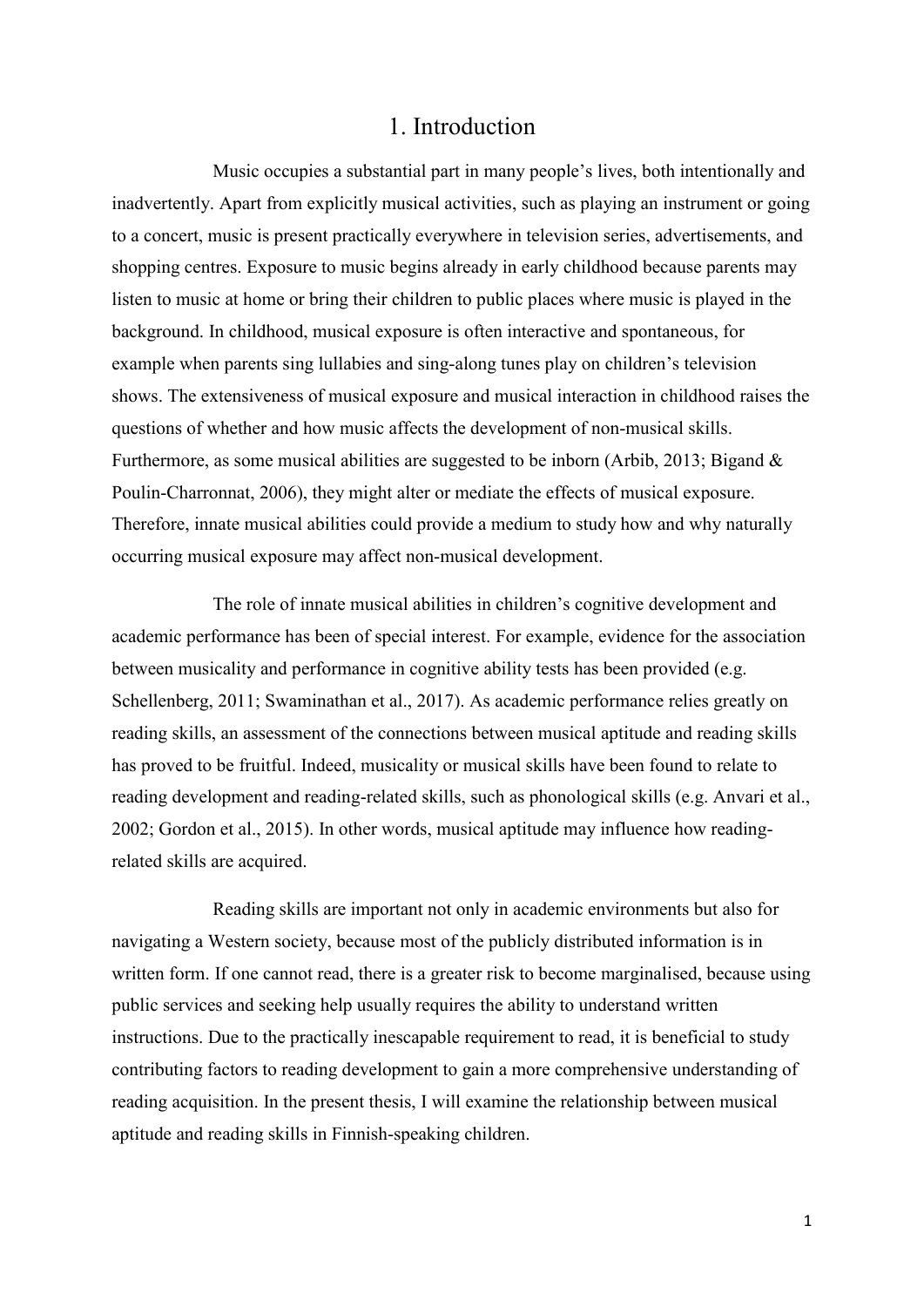# 1. Introduction

Music occupies a substantial part in many people's lives, both intentionally and inadvertently. Apart from explicitly musical activities, such as playing an instrument or going to a concert, music is present practically everywhere in television series, advertisements, and shopping centres. Exposure to music begins already in early childhood because parents may listen to music at home or bring their children to public places where music is played in the background. In childhood, musical exposure is often interactive and spontaneous, for example when parents sing lullabies and sing-along tunes play on children's television shows. The extensiveness of musical exposure and musical interaction in childhood raises the questions of whether and how music affects the development of non-musical skills. Furthermore, as some musical abilities are suggested to be inborn (Arbib, 2013; Bigand & Poulin-Charronnat, 2006), they might alter or mediate the effects of musical exposure. Therefore, innate musical abilities could provide a medium to study how and why naturally occurring musical exposure may affect non-musical development.

The role of innate musical abilities in children's cognitive development and academic performance has been of special interest. For example, evidence for the association between musicality and performance in cognitive ability tests has been provided (e.g. Schellenberg, 2011; Swaminathan et al., 2017). As academic performance relies greatly on reading skills, an assessment of the connections between musical aptitude and reading skills has proved to be fruitful. Indeed, musicality or musical skills have been found to relate to reading development and reading-related skills, such as phonological skills (e.g. Anvari et al., 2002; Gordon et al., 2015). In other words, musical aptitude may influence how reading-related skills are acquired.

Reading skills are important not only in academic environments but also for navigating a Western society, because most of the publicly distributed information is in written form. If one cannot read, there is a greater risk to become marginalised, because using public services and seeking help usually requires the ability to understand written instructions. Due to the practically inescapable requirement to read, it is beneficial to study contributing factors to reading development to gain a more comprehensive understanding of reading acquisition. In the present thesis, I will examine the relationship between musical aptitude and reading skills in Finnish-speaking children.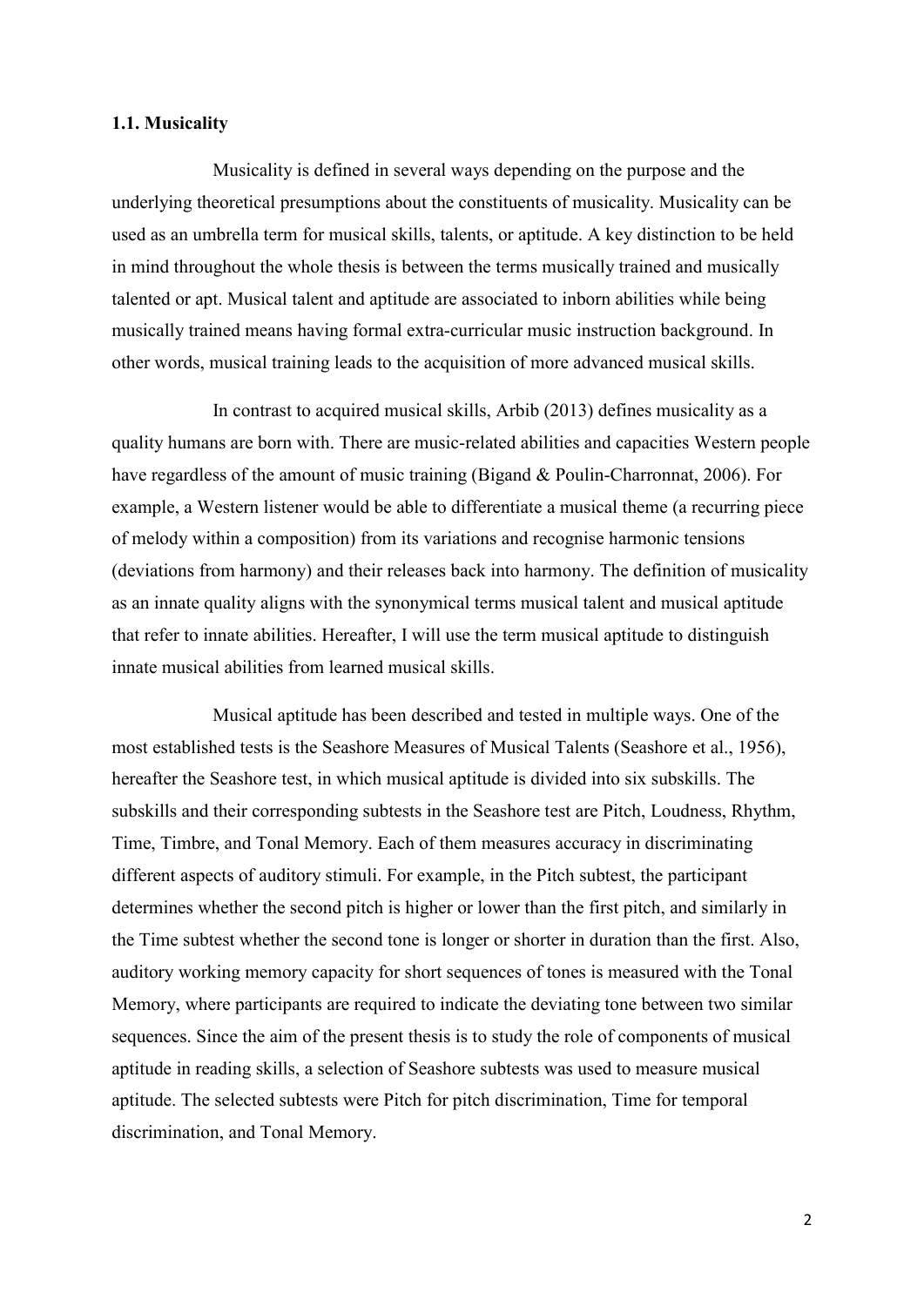### 1.1. Musicality

Musicality is defined in several ways depending on the purpose and the underlying theoretical presumptions about the constituents of musicality. Musicality can be used as an umbrella term for musical skills, talents, or aptitude. A key distinction to be held in mind throughout the whole thesis is between the terms musically trained and musically talented or apt. Musical talent and aptitude are associated to inborn abilities while being musically trained means having formal extra-curricular music instruction background. In other words, musical training leads to the acquisition of more advanced musical skills.

In contrast to acquired musical skills, Arbib (2013) defines musicality as a quality humans are born with. There are music-related abilities and capacities Western people have regardless of the amount of music training (Bigand & Poulin-Charronnat, 2006). For example, a Western listener would be able to differentiate a musical theme (a recurring piece of melody within a composition) from its variations and recognise harmonic tensions (deviations from harmony) and their releases back into harmony. The definition of musicality as an innate quality aligns with the synonymical terms musical talent and musical aptitude that refer to innate abilities. Hereafter, I will use the term musical aptitude to distinguish innate musical abilities from learned musical skills.

Musical aptitude has been described and tested in multiple ways. One of the most established tests is the Seashore Measures of Musical Talents (Seashore et al., 1956), hereafter the Seashore test, in which musical aptitude is divided into six subskills. The subskills and their corresponding subtests in the Seashore test are Pitch, Loudness, Rhythm, Time, Timbre, and Tonal Memory. Each of them measures accuracy in discriminating different aspects of auditory stimuli. For example, in the Pitch subtest, the participant determines whether the second pitch is higher or lower than the first pitch, and similarly in the Time subtest whether the second tone is longer or shorter in duration than the first. Also, auditory working memory capacity for short sequences of tones is measured with the Tonal Memory, where participants are required to indicate the deviating tone between two similar sequences. Since the aim of the present thesis is to study the role of components of musical aptitude in reading skills, a selection of Seashore subtests was used to measure musical aptitude. The selected subtests were Pitch for pitch discrimination, Time for temporal discrimination, and Tonal Memory.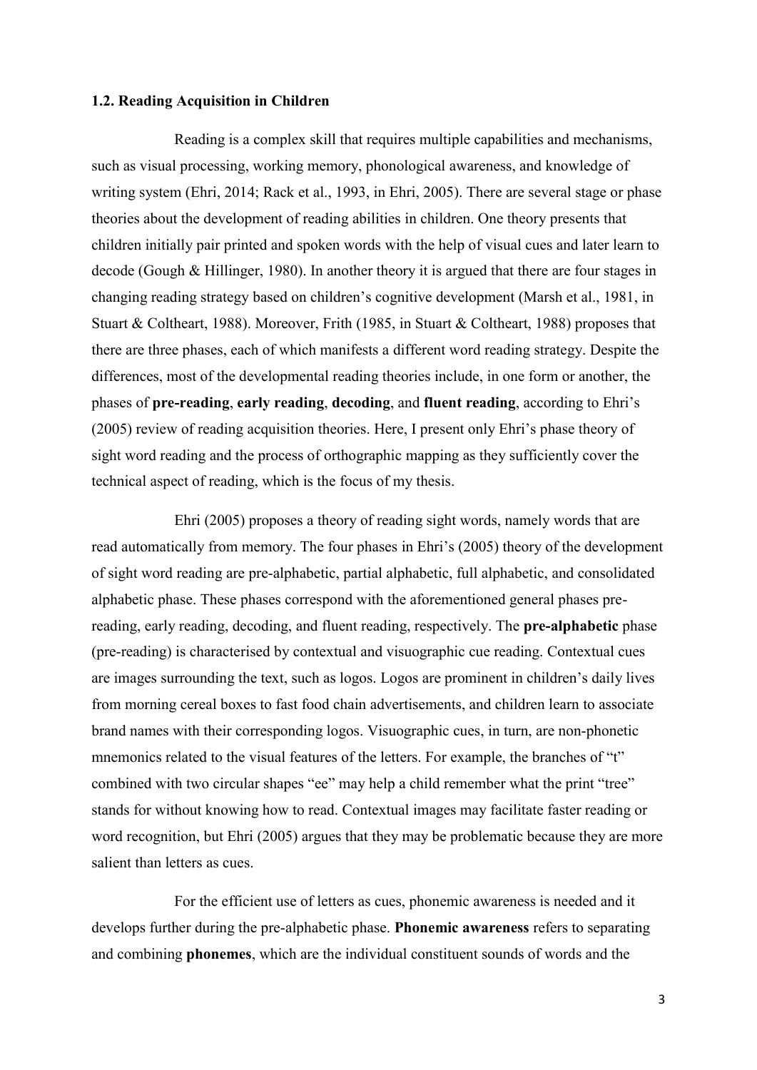### 1.2. Reading Acquisition in Children

Reading is a complex skill that requires multiple capabilities and mechanisms, such as visual processing, working memory, phonological awareness, and knowledge of writing system (Ehri, 2014; Rack et al., 1993, in Ehri, 2005). There are several stage or phase theories about the development of reading abilities in children. One theory presents that children initially pair printed and spoken words with the help of visual cues and later learn to decode (Gough & Hillinger, 1980). In another theory it is argued that there are four stages in changing reading strategy based on children's cognitive development (Marsh et al., 1981, in Stuart & Coltheart, 1988). Moreover, Frith (1985, in Stuart & Coltheart, 1988) proposes that there are three phases, each of which manifests a different word reading strategy. Despite the differences, most of the developmental reading theories include, in one form or another, the phases of **pre-reading**, **early reading**, **decoding**, and **fluent reading**, according to Ehri's (2005) review of reading acquisition theories. Here, I present only Ehri's phase theory of sight word reading and the process of orthographic mapping as they sufficiently cover the technical aspect of reading, which is the focus of my thesis.

Ehri (2005) proposes a theory of reading sight words, namely words that are read automatically from memory. The four phases in Ehri's (2005) theory of the development of sight word reading are pre-alphabetic, partial alphabetic, full alphabetic, and consolidated alphabetic phase. These phases correspond with the aforementioned general phases pre-reading, early reading, decoding, and fluent reading, respectively. The **pre-alphabetic** phase (pre-reading) is characterised by contextual and visuographic cue reading. Contextual cues are images surrounding the text, such as logos. Logos are prominent in children's daily lives from morning cereal boxes to fast food chain advertisements, and children learn to associate brand names with their corresponding logos. Visuographic cues, in turn, are non-phonetic mnemonics related to the visual features of the letters. For example, the branches of "t" combined with two circular shapes "ee" may help a child remember what the print "tree" stands for without knowing how to read. Contextual images may facilitate faster reading or word recognition, but Ehri (2005) argues that they may be problematic because they are more salient than letters as cues.

For the efficient use of letters as cues, phonemic awareness is needed and it develops further during the pre-alphabetic phase. **Phonemic awareness** refers to separating and combining **phonemes**, which are the individual constituent sounds of words and the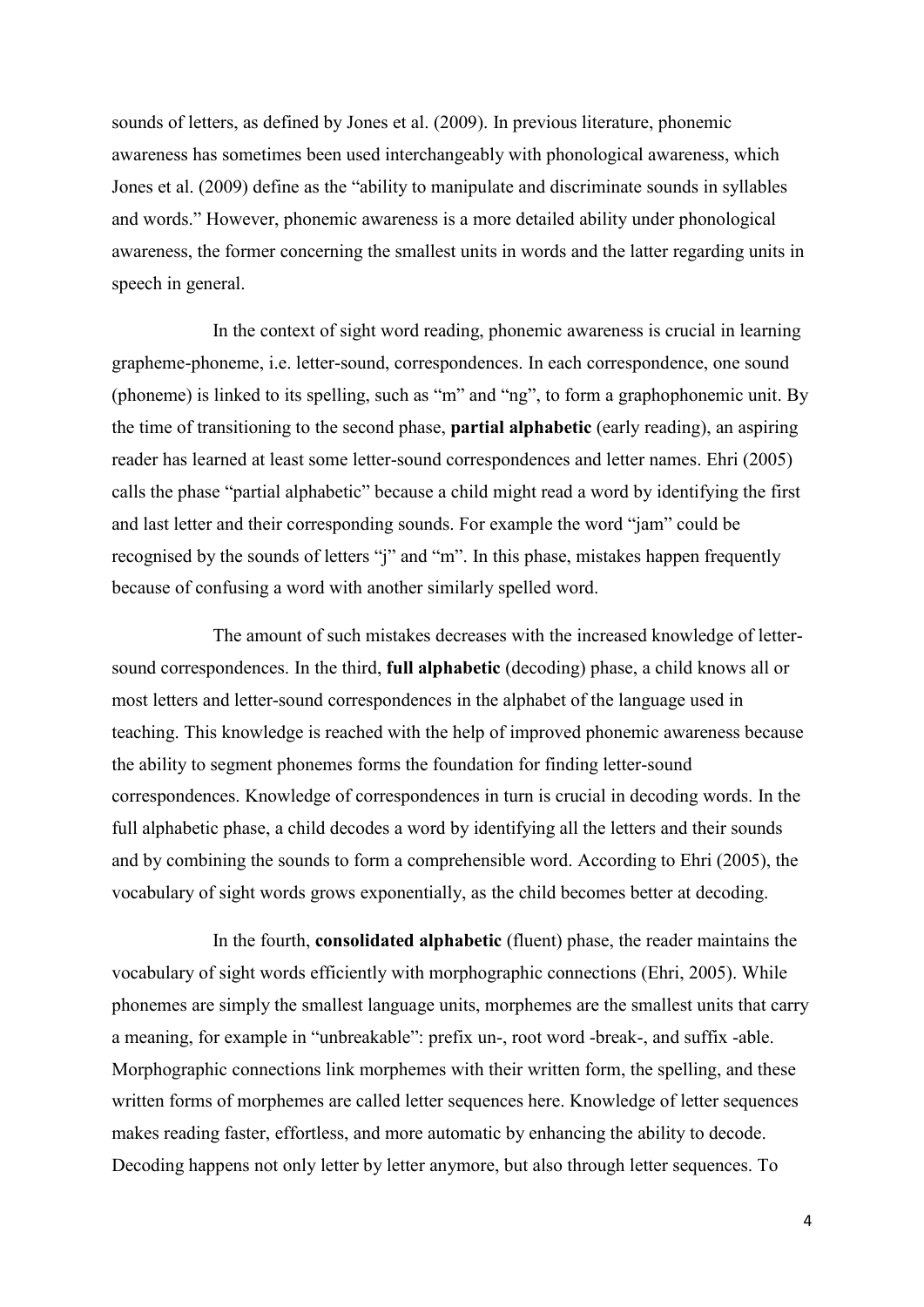sounds of letters, as defined by Jones et al. (2009). In previous literature, phonemic awareness has sometimes been used interchangeably with phonological awareness, which Jones et al. (2009) define as the "ability to manipulate and discriminate sounds in syllables and words." However, phonemic awareness is a more detailed ability under phonological awareness, the former concerning the smallest units in words and the latter regarding units in speech in general.

In the context of sight word reading, phonemic awareness is crucial in learning grapheme-phoneme, i.e. letter-sound, correspondences. In each correspondence, one sound (phoneme) is linked to its spelling, such as "m" and "ng", to form a graphophonemic unit. By the time of transitioning to the second phase, **partial alphabetic** (early reading), an aspiring reader has learned at least some letter-sound correspondences and letter names. Ehri (2005) calls the phase "partial alphabetic" because a child might read a word by identifying the first and last letter and their corresponding sounds. For example the word "jam" could be recognised by the sounds of letters "j" and "m". In this phase, mistakes happen frequently because of confusing a word with another similarly spelled word.

The amount of such mistakes decreases with the increased knowledge of letter-sound correspondences. In the third, **full alphabetic** (decoding) phase, a child knows all or most letters and letter-sound correspondences in the alphabet of the language used in teaching. This knowledge is reached with the help of improved phonemic awareness because the ability to segment phonemes forms the foundation for finding letter-sound correspondences. Knowledge of correspondences in turn is crucial in decoding words. In the full alphabetic phase, a child decodes a word by identifying all the letters and their sounds and by combining the sounds to form a comprehensible word. According to Ehri (2005), the vocabulary of sight words grows exponentially, as the child becomes better at decoding.

In the fourth, **consolidated alphabetic** (fluent) phase, the reader maintains the vocabulary of sight words efficiently with morphographic connections (Ehri, 2005). While phonemes are simply the smallest language units, morphemes are the smallest units that carry a meaning, for example in "unbreakable": prefix un-, root word -break-, and suffix -able. Morphographic connections link morphemes with their written form, the spelling, and these written forms of morphemes are called letter sequences here. Knowledge of letter sequences makes reading faster, effortless, and more automatic by enhancing the ability to decode. Decoding happens not only letter by letter anymore, but also through letter sequences. To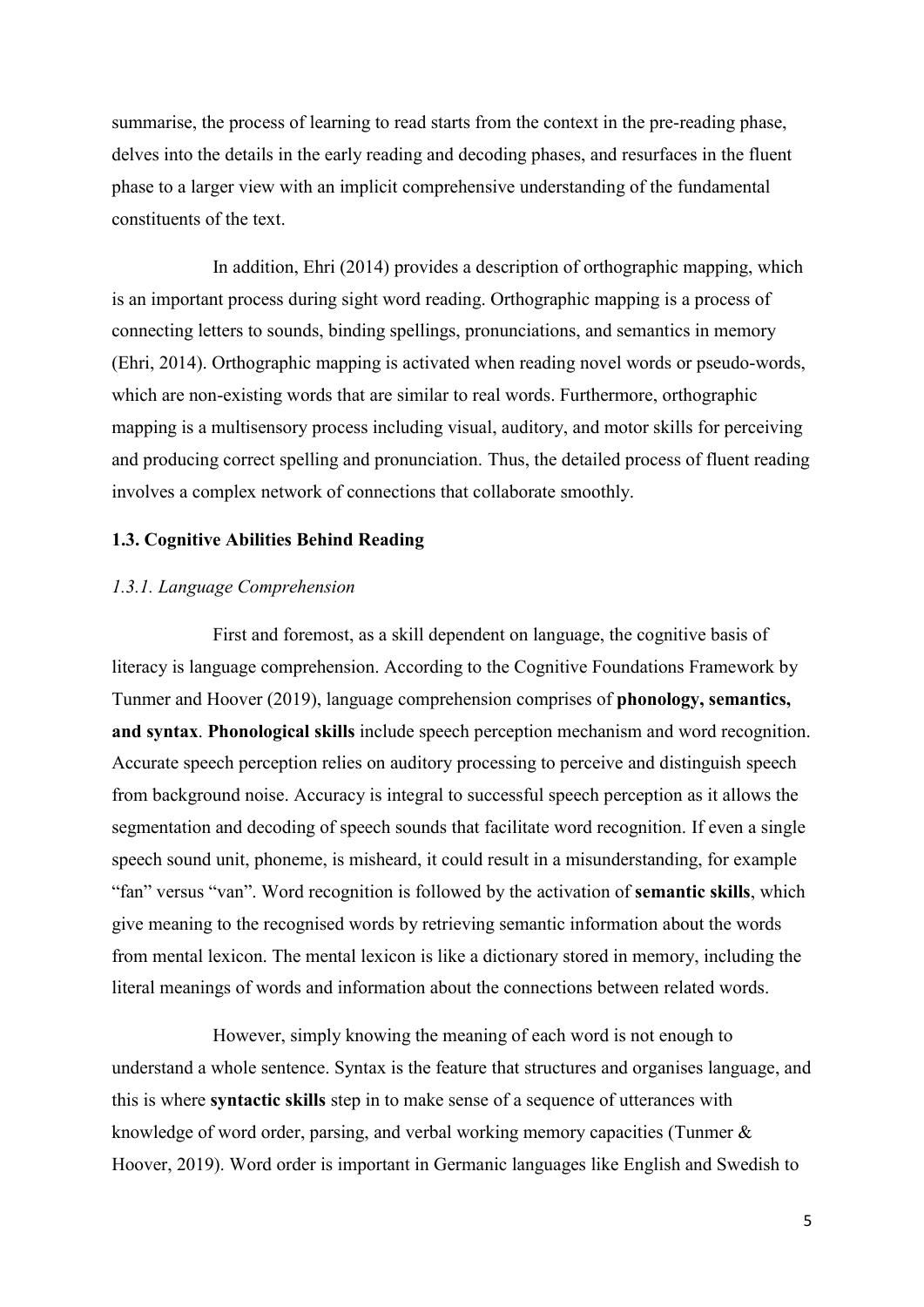summarise, the process of learning to read starts from the context in the pre-reading phase, delves into the details in the early reading and decoding phases, and resurfaces in the fluent phase to a larger view with an implicit comprehensive understanding of the fundamental constituents of the text.

In addition, Ehri (2014) provides a description of orthographic mapping, which is an important process during sight word reading. Orthographic mapping is a process of connecting letters to sounds, binding spellings, pronunciations, and semantics in memory (Ehri, 2014). Orthographic mapping is activated when reading novel words or pseudo-words, which are non-existing words that are similar to real words. Furthermore, orthographic mapping is a multisensory process including visual, auditory, and motor skills for perceiving and producing correct spelling and pronunciation. Thus, the detailed process of fluent reading involves a complex network of connections that collaborate smoothly.

### 1.3. Cognitive Abilities Behind Reading

#### *1.3.1. Language Comprehension*

First and foremost, as a skill dependent on language, the cognitive basis of literacy is language comprehension. According to the Cognitive Foundations Framework by Tunmer and Hoover (2019), language comprehension comprises of **phonology, semantics, and syntax**. **Phonological skills** include speech perception mechanism and word recognition. Accurate speech perception relies on auditory processing to perceive and distinguish speech from background noise. Accuracy is integral to successful speech perception as it allows the segmentation and decoding of speech sounds that facilitate word recognition. If even a single speech sound unit, phoneme, is misheard, it could result in a misunderstanding, for example "fan" versus "van". Word recognition is followed by the activation of **semantic skills**, which give meaning to the recognised words by retrieving semantic information about the words from mental lexicon. The mental lexicon is like a dictionary stored in memory, including the literal meanings of words and information about the connections between related words.

However, simply knowing the meaning of each word is not enough to understand a whole sentence. Syntax is the feature that structures and organises language, and this is where **syntactic skills** step in to make sense of a sequence of utterances with knowledge of word order, parsing, and verbal working memory capacities (Tunmer & Hoover, 2019). Word order is important in Germanic languages like English and Swedish to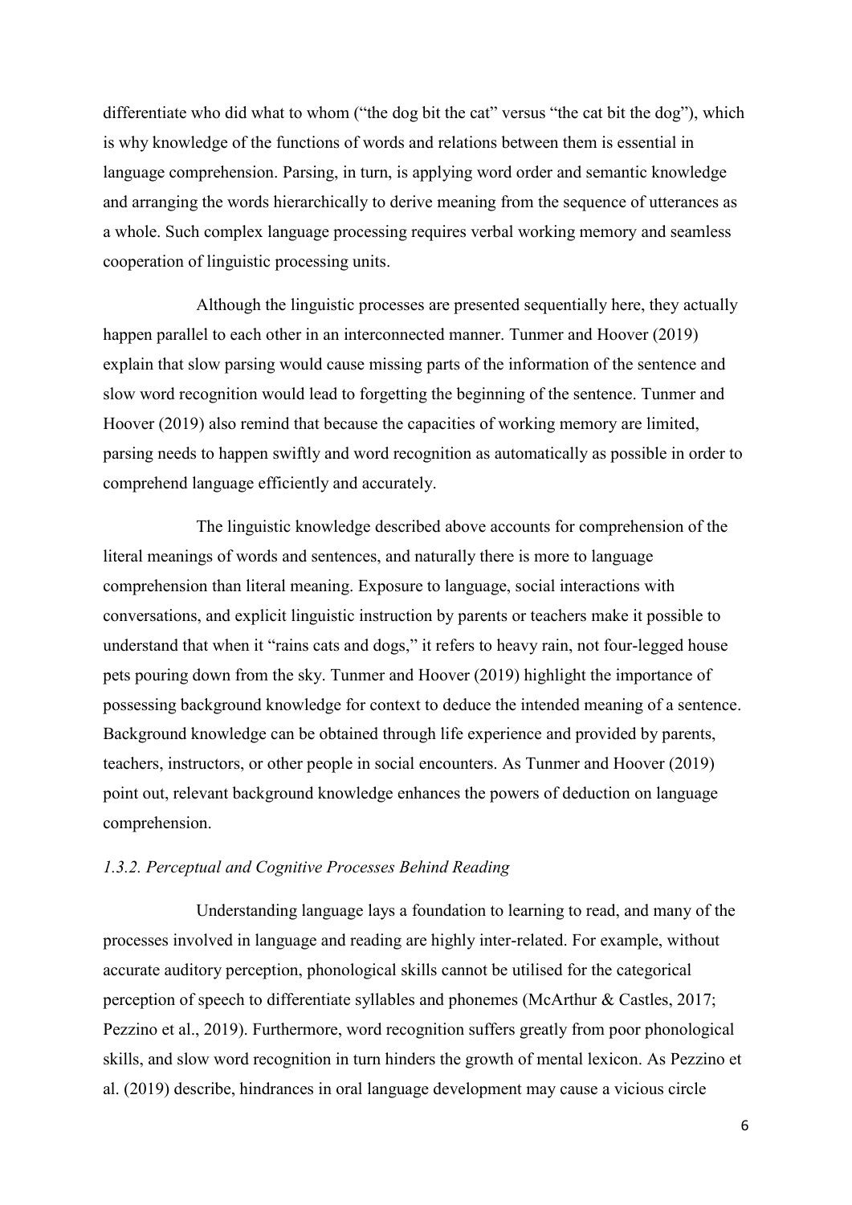differentiate who did what to whom ("the dog bit the cat" versus "the cat bit the dog"), which is why knowledge of the functions of words and relations between them is essential in language comprehension. Parsing, in turn, is applying word order and semantic knowledge and arranging the words hierarchically to derive meaning from the sequence of utterances as a whole. Such complex language processing requires verbal working memory and seamless cooperation of linguistic processing units.

Although the linguistic processes are presented sequentially here, they actually happen parallel to each other in an interconnected manner. Tunmer and Hoover (2019) explain that slow parsing would cause missing parts of the information of the sentence and slow word recognition would lead to forgetting the beginning of the sentence. Tunmer and Hoover (2019) also remind that because the capacities of working memory are limited, parsing needs to happen swiftly and word recognition as automatically as possible in order to comprehend language efficiently and accurately.

The linguistic knowledge described above accounts for comprehension of the literal meanings of words and sentences, and naturally there is more to language comprehension than literal meaning. Exposure to language, social interactions with conversations, and explicit linguistic instruction by parents or teachers make it possible to understand that when it "rains cats and dogs," it refers to heavy rain, not four-legged house pets pouring down from the sky. Tunmer and Hoover (2019) highlight the importance of possessing background knowledge for context to deduce the intended meaning of a sentence. Background knowledge can be obtained through life experience and provided by parents, teachers, instructors, or other people in social encounters. As Tunmer and Hoover (2019) point out, relevant background knowledge enhances the powers of deduction on language comprehension.

### *1.3.2. Perceptual and Cognitive Processes Behind Reading*

Understanding language lays a foundation to learning to read, and many of the processes involved in language and reading are highly inter-related. For example, without accurate auditory perception, phonological skills cannot be utilised for the categorical perception of speech to differentiate syllables and phonemes (McArthur & Castles, 2017; Pezzino et al., 2019). Furthermore, word recognition suffers greatly from poor phonological skills, and slow word recognition in turn hinders the growth of mental lexicon. As Pezzino et al. (2019) describe, hindrances in oral language development may cause a vicious circle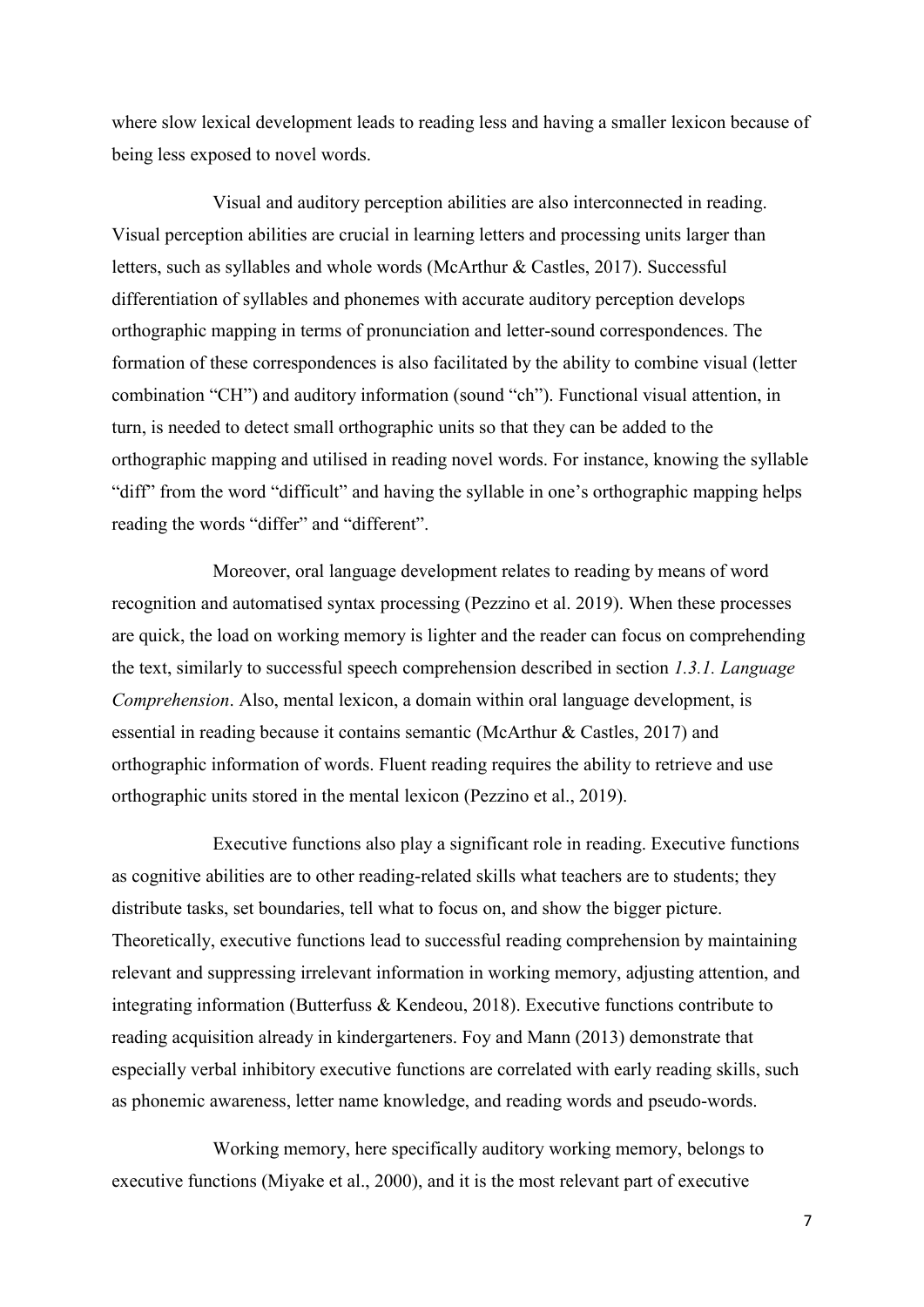where slow lexical development leads to reading less and having a smaller lexicon because of being less exposed to novel words.

Visual and auditory perception abilities are also interconnected in reading. Visual perception abilities are crucial in learning letters and processing units larger than letters, such as syllables and whole words (McArthur & Castles, 2017). Successful differentiation of syllables and phonemes with accurate auditory perception develops orthographic mapping in terms of pronunciation and letter-sound correspondences. The formation of these correspondences is also facilitated by the ability to combine visual (letter combination "CH") and auditory information (sound "ch"). Functional visual attention, in turn, is needed to detect small orthographic units so that they can be added to the orthographic mapping and utilised in reading novel words. For instance, knowing the syllable "diff" from the word "difficult" and having the syllable in one's orthographic mapping helps reading the words "differ" and "different".

Moreover, oral language development relates to reading by means of word recognition and automatised syntax processing (Pezzino et al. 2019). When these processes are quick, the load on working memory is lighter and the reader can focus on comprehending the text, similarly to successful speech comprehension described in section *1.3.1. Language Comprehension*. Also, mental lexicon, a domain within oral language development, is essential in reading because it contains semantic (McArthur & Castles, 2017) and orthographic information of words. Fluent reading requires the ability to retrieve and use orthographic units stored in the mental lexicon (Pezzino et al., 2019).

Executive functions also play a significant role in reading. Executive functions as cognitive abilities are to other reading-related skills what teachers are to students; they distribute tasks, set boundaries, tell what to focus on, and show the bigger picture. Theoretically, executive functions lead to successful reading comprehension by maintaining relevant and suppressing irrelevant information in working memory, adjusting attention, and integrating information (Butterfuss & Kendeou, 2018). Executive functions contribute to reading acquisition already in kindergarteners. Foy and Mann (2013) demonstrate that especially verbal inhibitory executive functions are correlated with early reading skills, such as phonemic awareness, letter name knowledge, and reading words and pseudo-words.

Working memory, here specifically auditory working memory, belongs to executive functions (Miyake et al., 2000), and it is the most relevant part of executive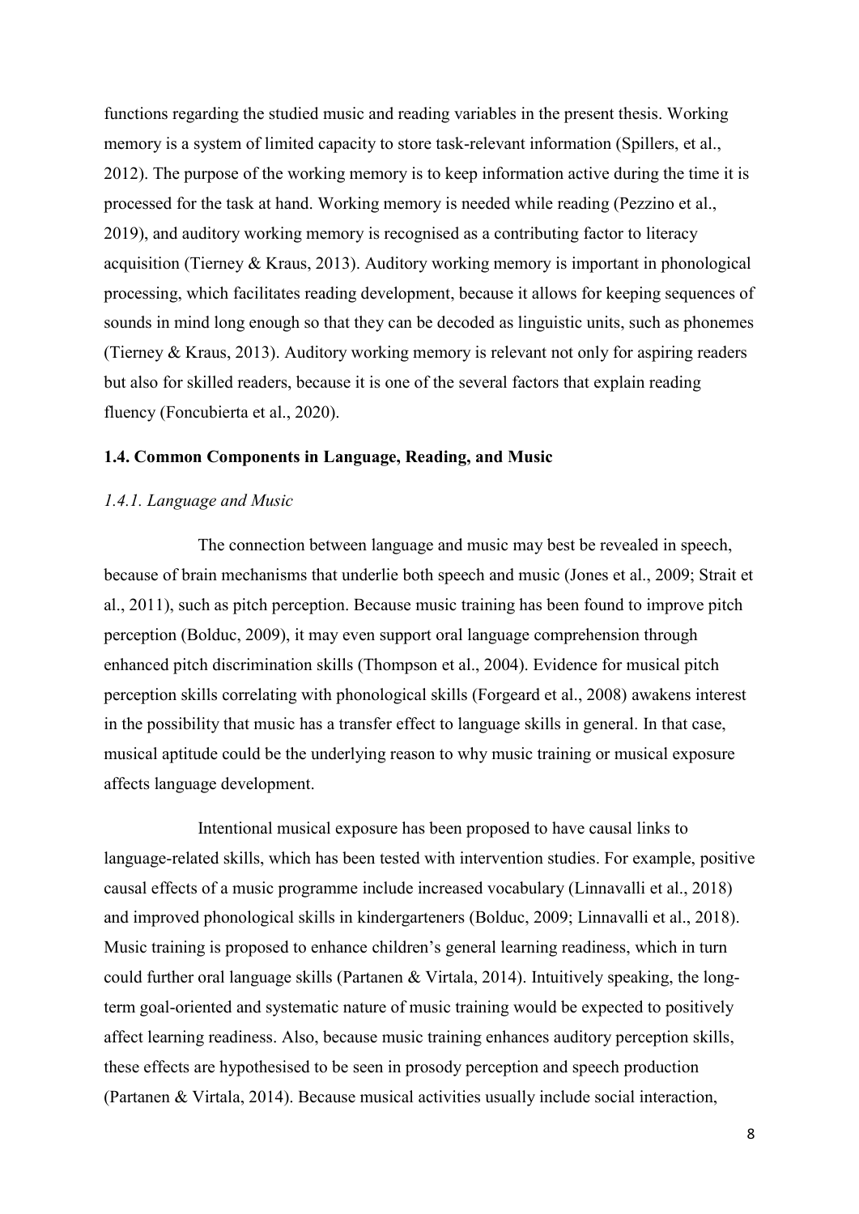functions regarding the studied music and reading variables in the present thesis. Working memory is a system of limited capacity to store task-relevant information (Spillers, et al., 2012). The purpose of the working memory is to keep information active during the time it is processed for the task at hand. Working memory is needed while reading (Pezzino et al., 2019), and auditory working memory is recognised as a contributing factor to literacy acquisition (Tierney & Kraus, 2013). Auditory working memory is important in phonological processing, which facilitates reading development, because it allows for keeping sequences of sounds in mind long enough so that they can be decoded as linguistic units, such as phonemes (Tierney & Kraus, 2013). Auditory working memory is relevant not only for aspiring readers but also for skilled readers, because it is one of the several factors that explain reading fluency (Foncubierta et al., 2020).

### 1.4. Common Components in Language, Reading, and Music

#### *1.4.1. Language and Music*

The connection between language and music may best be revealed in speech, because of brain mechanisms that underlie both speech and music (Jones et al., 2009; Strait et al., 2011), such as pitch perception. Because music training has been found to improve pitch perception (Bolduc, 2009), it may even support oral language comprehension through enhanced pitch discrimination skills (Thompson et al., 2004). Evidence for musical pitch perception skills correlating with phonological skills (Forgeard et al., 2008) awakens interest in the possibility that music has a transfer effect to language skills in general. In that case, musical aptitude could be the underlying reason to why music training or musical exposure affects language development.

Intentional musical exposure has been proposed to have causal links to language-related skills, which has been tested with intervention studies. For example, positive causal effects of a music programme include increased vocabulary (Linnavalli et al., 2018) and improved phonological skills in kindergarteners (Bolduc, 2009; Linnavalli et al., 2018). Music training is proposed to enhance children's general learning readiness, which in turn could further oral language skills (Partanen & Virtala, 2014). Intuitively speaking, the long-term goal-oriented and systematic nature of music training would be expected to positively affect learning readiness. Also, because music training enhances auditory perception skills, these effects are hypothesised to be seen in prosody perception and speech production (Partanen & Virtala, 2014). Because musical activities usually include social interaction,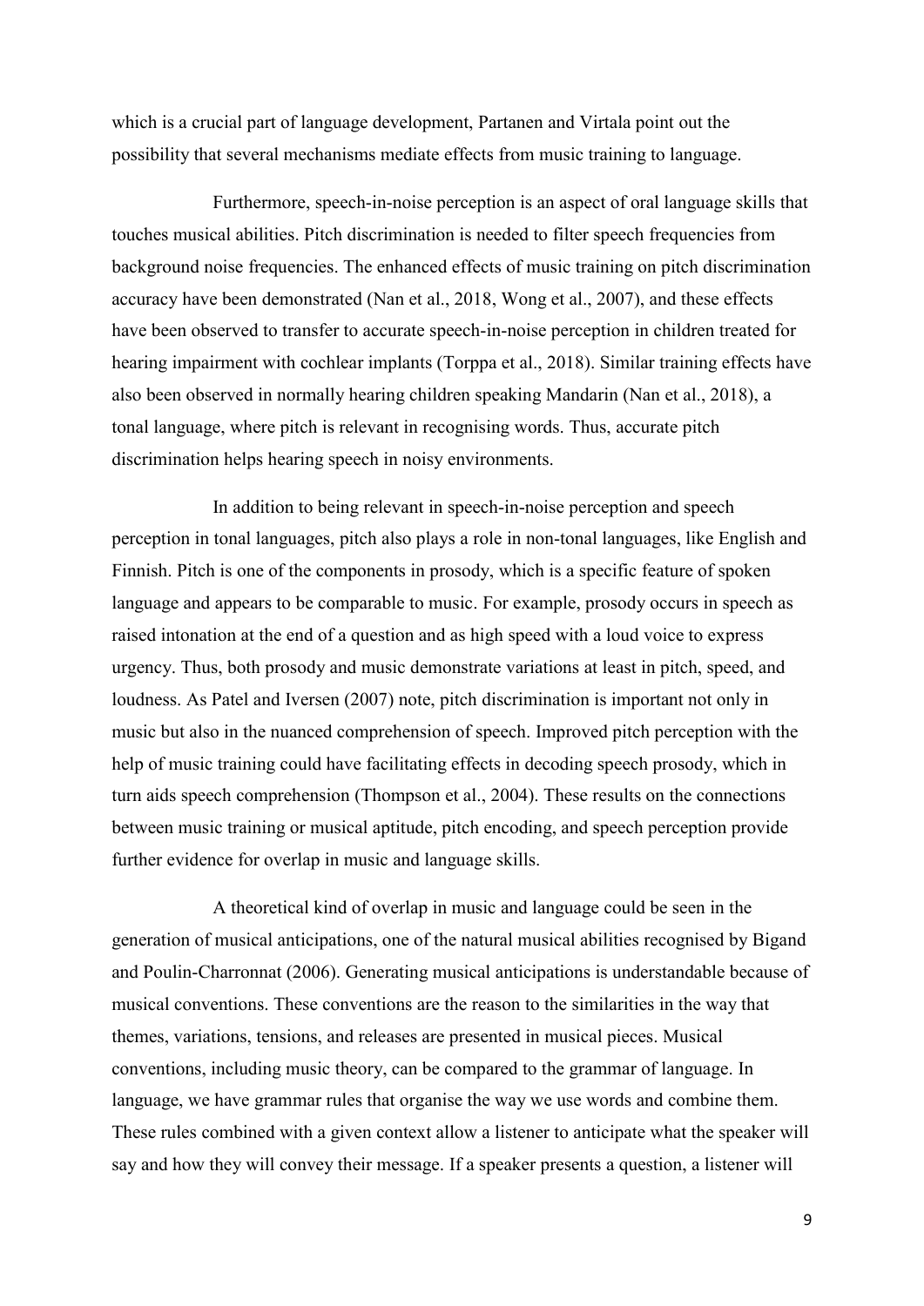which is a crucial part of language development, Partanen and Virtala point out the possibility that several mechanisms mediate effects from music training to language.

Furthermore, speech-in-noise perception is an aspect of oral language skills that touches musical abilities. Pitch discrimination is needed to filter speech frequencies from background noise frequencies. The enhanced effects of music training on pitch discrimination accuracy have been demonstrated (Nan et al., 2018, Wong et al., 2007), and these effects have been observed to transfer to accurate speech-in-noise perception in children treated for hearing impairment with cochlear implants (Torppa et al., 2018). Similar training effects have also been observed in normally hearing children speaking Mandarin (Nan et al., 2018), a tonal language, where pitch is relevant in recognising words. Thus, accurate pitch discrimination helps hearing speech in noisy environments.

In addition to being relevant in speech-in-noise perception and speech perception in tonal languages, pitch also plays a role in non-tonal languages, like English and Finnish. Pitch is one of the components in prosody, which is a specific feature of spoken language and appears to be comparable to music. For example, prosody occurs in speech as raised intonation at the end of a question and as high speed with a loud voice to express urgency. Thus, both prosody and music demonstrate variations at least in pitch, speed, and loudness. As Patel and Iversen (2007) note, pitch discrimination is important not only in music but also in the nuanced comprehension of speech. Improved pitch perception with the help of music training could have facilitating effects in decoding speech prosody, which in turn aids speech comprehension (Thompson et al., 2004). These results on the connections between music training or musical aptitude, pitch encoding, and speech perception provide further evidence for overlap in music and language skills.

A theoretical kind of overlap in music and language could be seen in the generation of musical anticipations, one of the natural musical abilities recognised by Bigand and Poulin-Charronnat (2006). Generating musical anticipations is understandable because of musical conventions. These conventions are the reason to the similarities in the way that themes, variations, tensions, and releases are presented in musical pieces. Musical conventions, including music theory, can be compared to the grammar of language. In language, we have grammar rules that organise the way we use words and combine them. These rules combined with a given context allow a listener to anticipate what the speaker will say and how they will convey their message. If a speaker presents a question, a listener will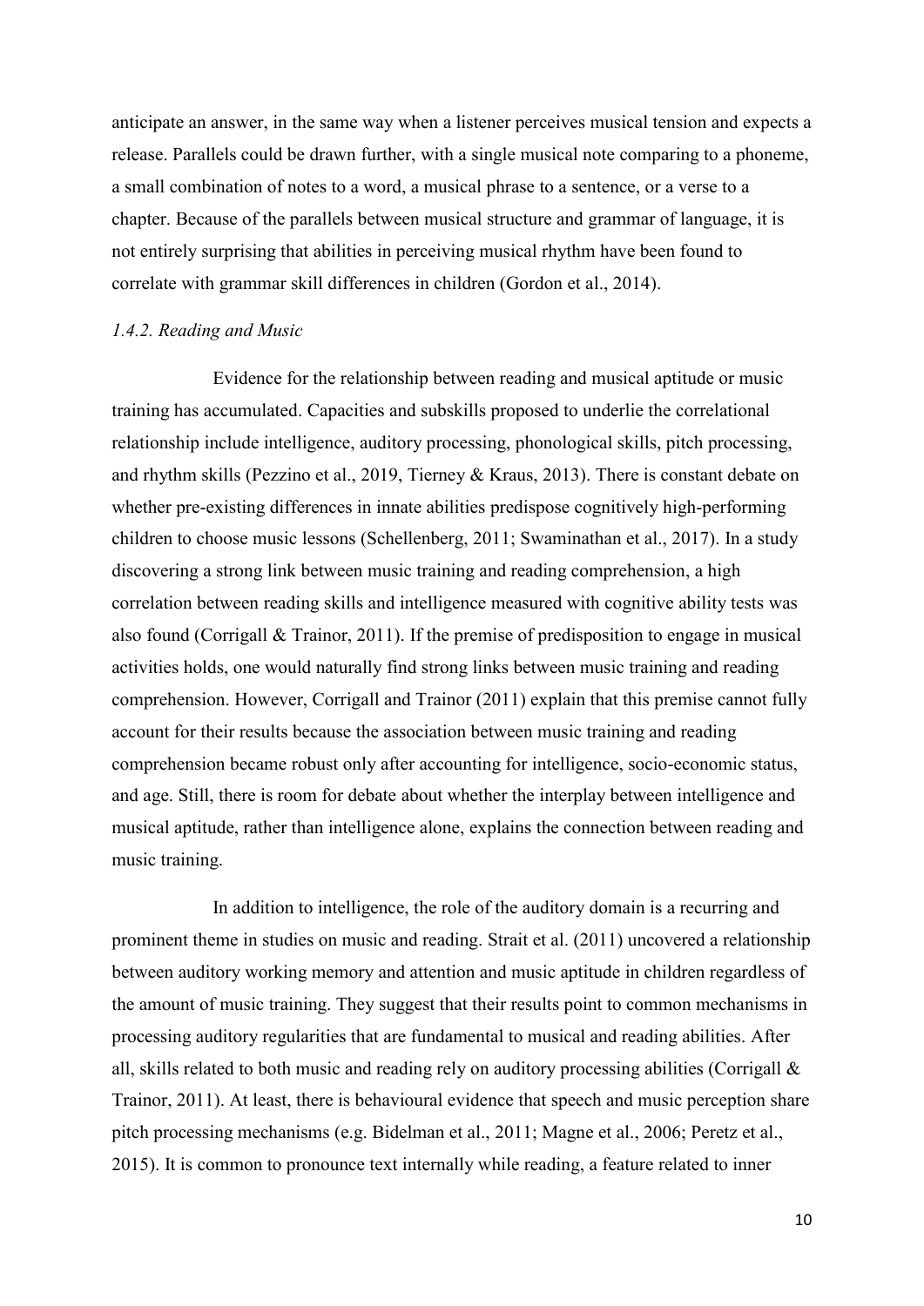anticipate an answer, in the same way when a listener perceives musical tension and expects a release. Parallels could be drawn further, with a single musical note comparing to a phoneme, a small combination of notes to a word, a musical phrase to a sentence, or a verse to a chapter. Because of the parallels between musical structure and grammar of language, it is not entirely surprising that abilities in perceiving musical rhythm have been found to correlate with grammar skill differences in children (Gordon et al., 2014).

### *1.4.2. Reading and Music*

Evidence for the relationship between reading and musical aptitude or music training has accumulated. Capacities and subskills proposed to underlie the correlational relationship include intelligence, auditory processing, phonological skills, pitch processing, and rhythm skills (Pezzino et al., 2019, Tierney & Kraus, 2013). There is constant debate on whether pre-existing differences in innate abilities predispose cognitively high-performing children to choose music lessons (Schellenberg, 2011; Swaminathan et al., 2017). In a study discovering a strong link between music training and reading comprehension, a high correlation between reading skills and intelligence measured with cognitive ability tests was also found (Corrigall & Trainor, 2011). If the premise of predisposition to engage in musical activities holds, one would naturally find strong links between music training and reading comprehension. However, Corrigall and Trainor (2011) explain that this premise cannot fully account for their results because the association between music training and reading comprehension became robust only after accounting for intelligence, socio-economic status, and age. Still, there is room for debate about whether the interplay between intelligence and musical aptitude, rather than intelligence alone, explains the connection between reading and music training.

In addition to intelligence, the role of the auditory domain is a recurring and prominent theme in studies on music and reading. Strait et al. (2011) uncovered a relationship between auditory working memory and attention and music aptitude in children regardless of the amount of music training. They suggest that their results point to common mechanisms in processing auditory regularities that are fundamental to musical and reading abilities. After all, skills related to both music and reading rely on auditory processing abilities (Corrigall & Trainor, 2011). At least, there is behavioural evidence that speech and music perception share pitch processing mechanisms (e.g. Bidelman et al., 2011; Magne et al., 2006; Peretz et al., 2015). It is common to pronounce text internally while reading, a feature related to inner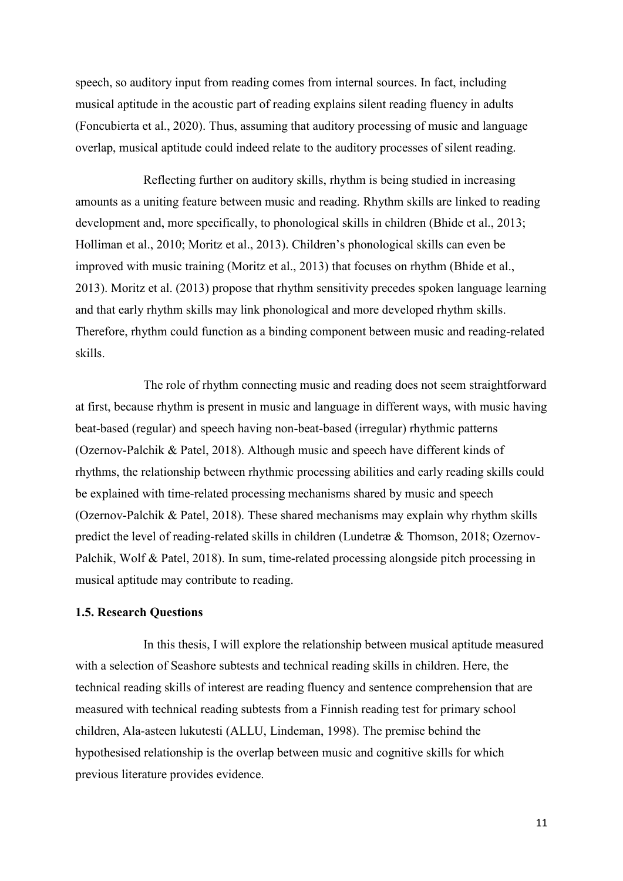speech, so auditory input from reading comes from internal sources. In fact, including musical aptitude in the acoustic part of reading explains silent reading fluency in adults (Foncubierta et al., 2020). Thus, assuming that auditory processing of music and language overlap, musical aptitude could indeed relate to the auditory processes of silent reading.

Reflecting further on auditory skills, rhythm is being studied in increasing amounts as a uniting feature between music and reading. Rhythm skills are linked to reading development and, more specifically, to phonological skills in children (Bhide et al., 2013; Holliman et al., 2010; Moritz et al., 2013). Children's phonological skills can even be improved with music training (Moritz et al., 2013) that focuses on rhythm (Bhide et al., 2013). Moritz et al. (2013) propose that rhythm sensitivity precedes spoken language learning and that early rhythm skills may link phonological and more developed rhythm skills. Therefore, rhythm could function as a binding component between music and reading-related skills.

The role of rhythm connecting music and reading does not seem straightforward at first, because rhythm is present in music and language in different ways, with music having beat-based (regular) and speech having non-beat-based (irregular) rhythmic patterns (Ozernov-Palchik & Patel, 2018). Although music and speech have different kinds of rhythms, the relationship between rhythmic processing abilities and early reading skills could be explained with time-related processing mechanisms shared by music and speech (Ozernov-Palchik & Patel, 2018). These shared mechanisms may explain why rhythm skills predict the level of reading-related skills in children (Lundetræ & Thomson, 2018; Ozernov-Palchik, Wolf & Patel, 2018). In sum, time-related processing alongside pitch processing in musical aptitude may contribute to reading.

### 1.5. Research Questions

In this thesis, I will explore the relationship between musical aptitude measured with a selection of Seashore subtests and technical reading skills in children. Here, the technical reading skills of interest are reading fluency and sentence comprehension that are measured with technical reading subtests from a Finnish reading test for primary school children, Ala-asteen lukutesti (ALLU, Lindeman, 1998). The premise behind the hypothesised relationship is the overlap between music and cognitive skills for which previous literature provides evidence.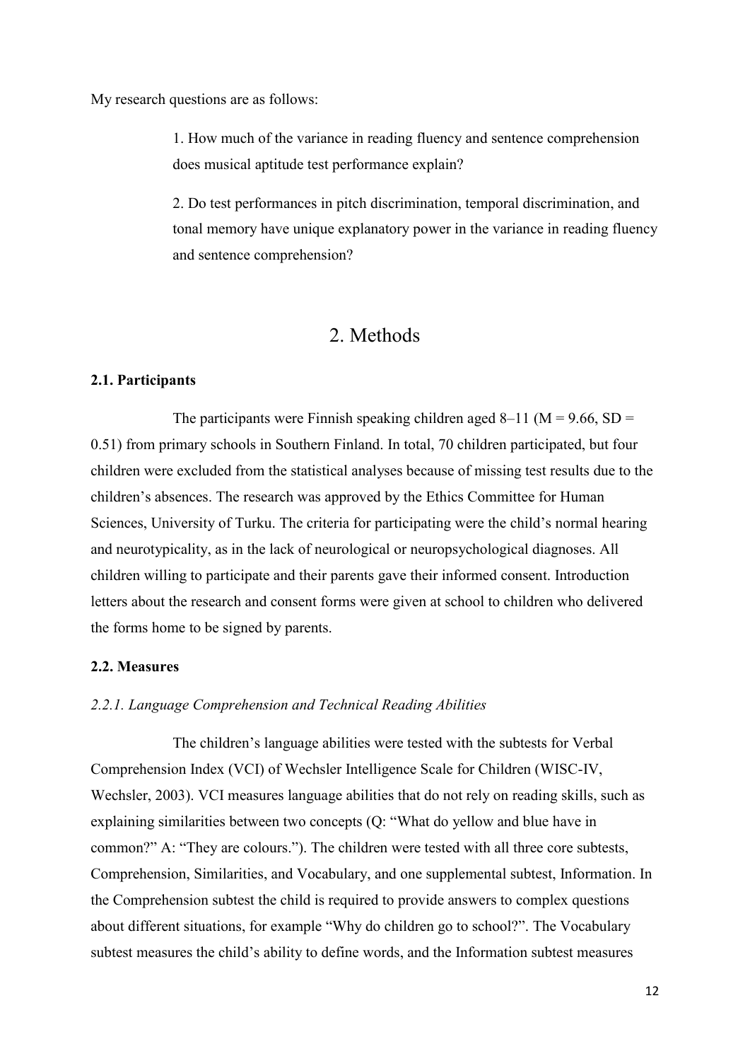My research questions are as follows:

> 1. How much of the variance in reading fluency and sentence comprehension does musical aptitude test performance explain?
>
> 2. Do test performances in pitch discrimination, temporal discrimination, and tonal memory have unique explanatory power in the variance in reading fluency and sentence comprehension?

# 2. Methods

### 2.1. Participants

The participants were Finnish speaking children aged 8–11 ($M = 9.66$, $SD = 0.51$) from primary schools in Southern Finland. In total, 70 children participated, but four children were excluded from the statistical analyses because of missing test results due to the children's absences. The research was approved by the Ethics Committee for Human Sciences, University of Turku. The criteria for participating were the child's normal hearing and neurotypicality, as in the lack of neurological or neuropsychological diagnoses. All children willing to participate and their parents gave their informed consent. Introduction letters about the research and consent forms were given at school to children who delivered the forms home to be signed by parents.

### 2.2. Measures

#### *2.2.1. Language Comprehension and Technical Reading Abilities*

The children's language abilities were tested with the subtests for Verbal Comprehension Index (VCI) of Wechsler Intelligence Scale for Children (WISC-IV, Wechsler, 2003). VCI measures language abilities that do not rely on reading skills, such as explaining similarities between two concepts (Q: "What do yellow and blue have in common?" A: "They are colours."). The children were tested with all three core subtests, Comprehension, Similarities, and Vocabulary, and one supplemental subtest, Information. In the Comprehension subtest the child is required to provide answers to complex questions about different situations, for example "Why do children go to school?". The Vocabulary subtest measures the child's ability to define words, and the Information subtest measures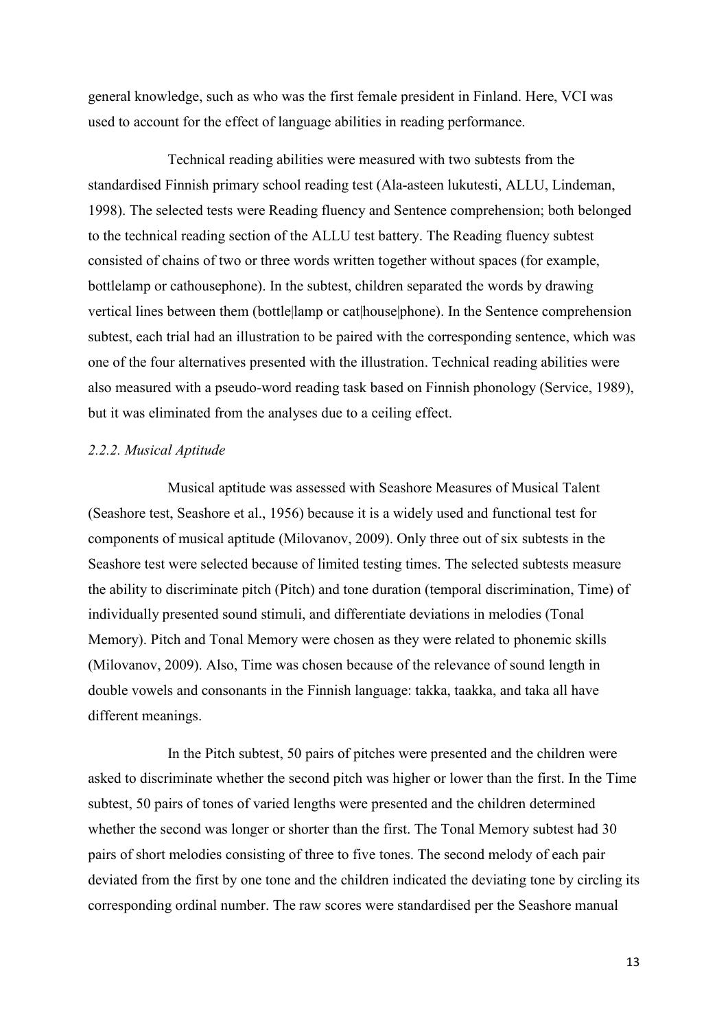general knowledge, such as who was the first female president in Finland. Here, VCI was used to account for the effect of language abilities in reading performance.

Technical reading abilities were measured with two subtests from the standardised Finnish primary school reading test (Ala-asteen lukutesti, ALLU, Lindeman, 1998). The selected tests were Reading fluency and Sentence comprehension; both belonged to the technical reading section of the ALLU test battery. The Reading fluency subtest consisted of chains of two or three words written together without spaces (for example, bottlelamp or cathousephone). In the subtest, children separated the words by drawing vertical lines between them (bottle|lamp or cat|house|phone). In the Sentence comprehension subtest, each trial had an illustration to be paired with the corresponding sentence, which was one of the four alternatives presented with the illustration. Technical reading abilities were also measured with a pseudo-word reading task based on Finnish phonology (Service, 1989), but it was eliminated from the analyses due to a ceiling effect.

### *2.2.2. Musical Aptitude*

Musical aptitude was assessed with Seashore Measures of Musical Talent (Seashore test, Seashore et al., 1956) because it is a widely used and functional test for components of musical aptitude (Milovanov, 2009). Only three out of six subtests in the Seashore test were selected because of limited testing times. The selected subtests measure the ability to discriminate pitch (Pitch) and tone duration (temporal discrimination, Time) of individually presented sound stimuli, and differentiate deviations in melodies (Tonal Memory). Pitch and Tonal Memory were chosen as they were related to phonemic skills (Milovanov, 2009). Also, Time was chosen because of the relevance of sound length in double vowels and consonants in the Finnish language: takka, taakka, and taka all have different meanings.

In the Pitch subtest, 50 pairs of pitches were presented and the children were asked to discriminate whether the second pitch was higher or lower than the first. In the Time subtest, 50 pairs of tones of varied lengths were presented and the children determined whether the second was longer or shorter than the first. The Tonal Memory subtest had 30 pairs of short melodies consisting of three to five tones. The second melody of each pair deviated from the first by one tone and the children indicated the deviating tone by circling its corresponding ordinal number. The raw scores were standardised per the Seashore manual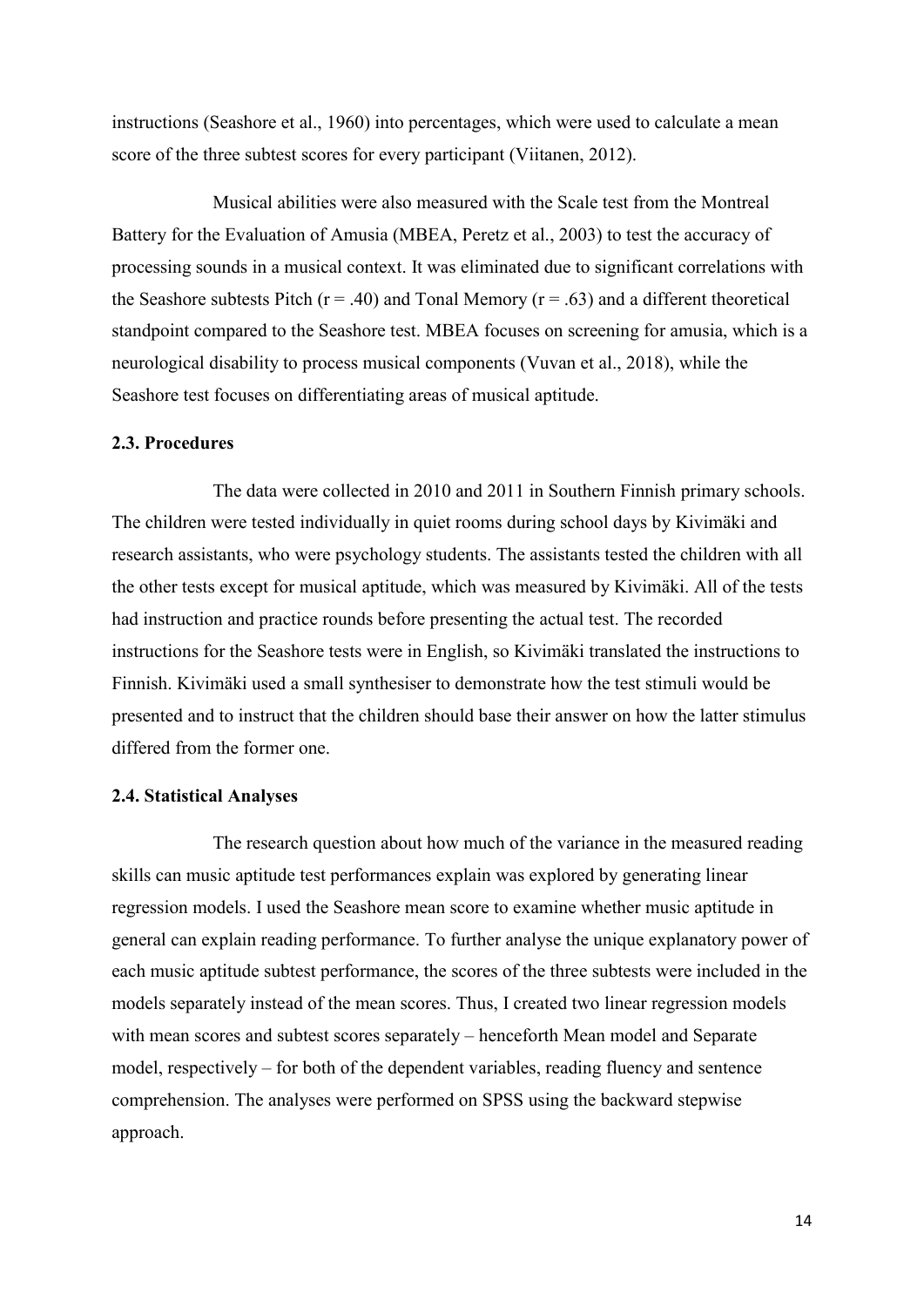instructions (Seashore et al., 1960) into percentages, which were used to calculate a mean score of the three subtest scores for every participant (Viitanen, 2012).

Musical abilities were also measured with the Scale test from the Montreal Battery for the Evaluation of Amusia (MBEA, Peretz et al., 2003) to test the accuracy of processing sounds in a musical context. It was eliminated due to significant correlations with the Seashore subtests Pitch ($r = .40$) and Tonal Memory ($r = .63$) and a different theoretical standpoint compared to the Seashore test. MBEA focuses on screening for amusia, which is a neurological disability to process musical components (Vuvan et al., 2018), while the Seashore test focuses on differentiating areas of musical aptitude.

### 2.3. Procedures

The data were collected in 2010 and 2011 in Southern Finnish primary schools. The children were tested individually in quiet rooms during school days by Kivimäki and research assistants, who were psychology students. The assistants tested the children with all the other tests except for musical aptitude, which was measured by Kivimäki. All of the tests had instruction and practice rounds before presenting the actual test. The recorded instructions for the Seashore tests were in English, so Kivimäki translated the instructions to Finnish. Kivimäki used a small synthesiser to demonstrate how the test stimuli would be presented and to instruct that the children should base their answer on how the latter stimulus differed from the former one.

### 2.4. Statistical Analyses

The research question about how much of the variance in the measured reading skills can music aptitude test performances explain was explored by generating linear regression models. I used the Seashore mean score to examine whether music aptitude in general can explain reading performance. To further analyse the unique explanatory power of each music aptitude subtest performance, the scores of the three subtests were included in the models separately instead of the mean scores. Thus, I created two linear regression models with mean scores and subtest scores separately – henceforth Mean model and Separate model, respectively – for both of the dependent variables, reading fluency and sentence comprehension. The analyses were performed on SPSS using the backward stepwise approach.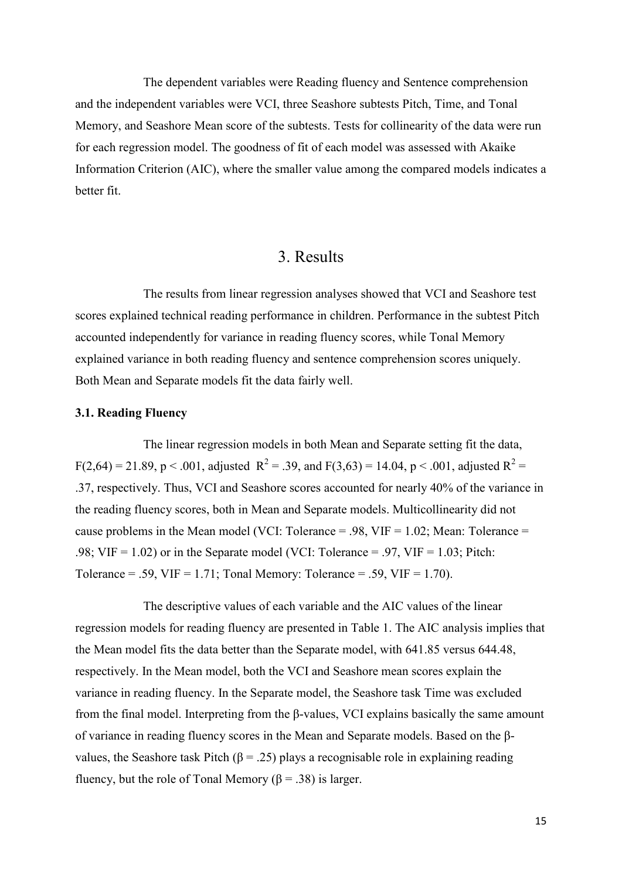The dependent variables were Reading fluency and Sentence comprehension and the independent variables were VCI, three Seashore subtests Pitch, Time, and Tonal Memory, and Seashore Mean score of the subtests. Tests for collinearity of the data were run for each regression model. The goodness of fit of each model was assessed with Akaike Information Criterion (AIC), where the smaller value among the compared models indicates a better fit.

# 3. Results

The results from linear regression analyses showed that VCI and Seashore test scores explained technical reading performance in children. Performance in the subtest Pitch accounted independently for variance in reading fluency scores, while Tonal Memory explained variance in both reading fluency and sentence comprehension scores uniquely. Both Mean and Separate models fit the data fairly well.

### 3.1. Reading Fluency

The linear regression models in both Mean and Separate setting fit the data, $F(2,64) = 21.89$, $p < .001$, adjusted $R^2 = .39$, and $F(3,63) = 14.04$, $p < .001$, adjusted $R^2 = .37$, respectively. Thus, VCI and Seashore scores accounted for nearly 40% of the variance in the reading fluency scores, both in Mean and Separate models. Multicollinearity did not cause problems in the Mean model (VCI: Tolerance = .98, VIF = 1.02; Mean: Tolerance = .98; VIF = 1.02) or in the Separate model (VCI: Tolerance = .97, VIF = 1.03; Pitch: Tolerance = .59, VIF = 1.71; Tonal Memory: Tolerance = .59, VIF = 1.70).

The descriptive values of each variable and the AIC values of the linear regression models for reading fluency are presented in Table 1. The AIC analysis implies that the Mean model fits the data better than the Separate model, with 641.85 versus 644.48, respectively. In the Mean model, both the VCI and Seashore mean scores explain the variance in reading fluency. In the Separate model, the Seashore task Time was excluded from the final model. Interpreting from the β-values, VCI explains basically the same amount of variance in reading fluency scores in the Mean and Separate models. Based on the β-values, the Seashore task Pitch ($\beta = .25$) plays a recognisable role in explaining reading fluency, but the role of Tonal Memory ($\beta = .38$) is larger.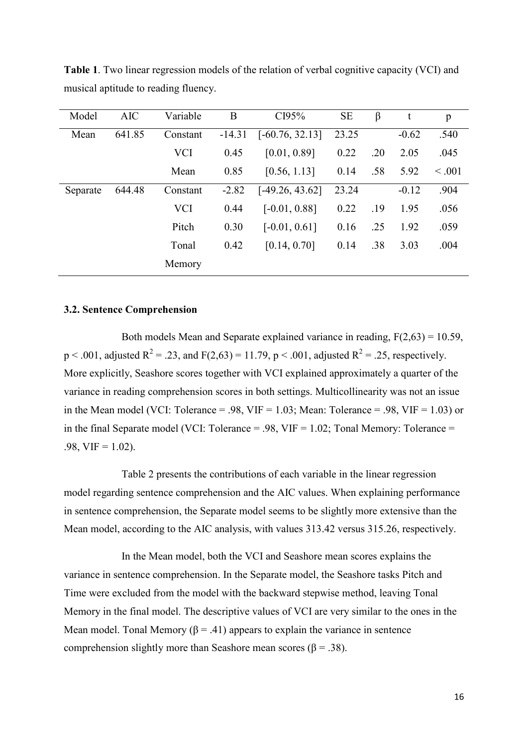**Table 1**. Two linear regression models of the relation of verbal cognitive capacity (VCI) and musical aptitude to reading fluency.

| Model | AIC | Variable | B | CI95% | SE | β | t | p |
|---|---|---|---|---|---|---|---|---|
| Mean | 641.85 | Constant | -14.31 | [-60.76, 32.13] | 23.25 | | -0.62 | .540 |
| | | VCI | 0.45 | [0.01, 0.89] | 0.22 | .20 | 2.05 | .045 |
| | | Mean | 0.85 | [0.56, 1.13] | 0.14 | .58 | 5.92 | < .001 |
| Separate | 644.48 | Constant | -2.82 | [-49.26, 43.62] | 23.24 | | -0.12 | .904 |
| | | VCI | 0.44 | [-0.01, 0.88] | 0.22 | .19 | 1.95 | .056 |
| | | Pitch | 0.30 | [-0.01, 0.61] | 0.16 | .25 | 1.92 | .059 |
| | | Tonal Memory | 0.42 | [0.14, 0.70] | 0.14 | .38 | 3.03 | .004 |

### 3.2. Sentence Comprehension

Both models Mean and Separate explained variance in reading, $F(2,63) = 10.59$, $p < .001$, adjusted $R^2 = .23$, and $F(2,63) = 11.79$, $p < .001$, adjusted $R^2 = .25$, respectively. More explicitly, Seashore scores together with VCI explained approximately a quarter of the variance in reading comprehension scores in both settings. Multicollinearity was not an issue in the Mean model (VCI: Tolerance = .98, VIF = 1.03; Mean: Tolerance = .98, VIF = 1.03) or in the final Separate model (VCI: Tolerance = .98, VIF = 1.02; Tonal Memory: Tolerance = .98, VIF = 1.02).

Table 2 presents the contributions of each variable in the linear regression model regarding sentence comprehension and the AIC values. When explaining performance in sentence comprehension, the Separate model seems to be slightly more extensive than the Mean model, according to the AIC analysis, with values 313.42 versus 315.26, respectively.

In the Mean model, both the VCI and Seashore mean scores explains the variance in sentence comprehension. In the Separate model, the Seashore tasks Pitch and Time were excluded from the model with the backward stepwise method, leaving Tonal Memory in the final model. The descriptive values of VCI are very similar to the ones in the Mean model. Tonal Memory ($\beta = .41$) appears to explain the variance in sentence comprehension slightly more than Seashore mean scores ($\beta = .38$).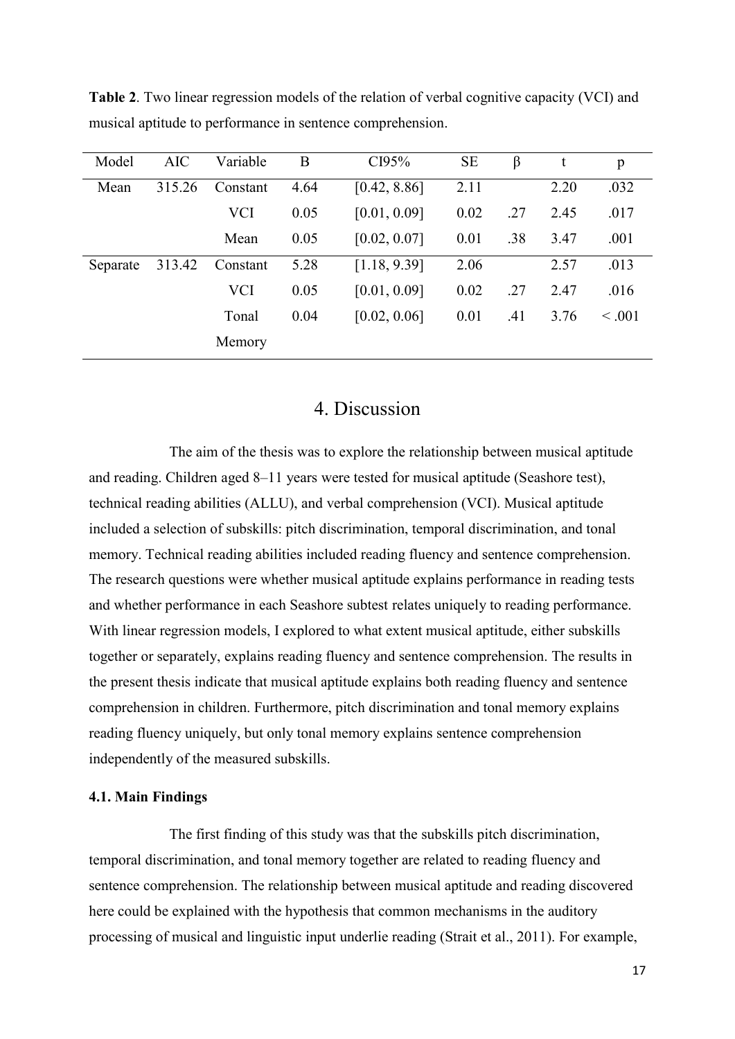**Table 2**. Two linear regression models of the relation of verbal cognitive capacity (VCI) and musical aptitude to performance in sentence comprehension.

| Model | AIC | Variable | B | CI95% | SE | β | t | p |
|---|---|---|---|---|---|---|---|---|
| Mean | 315.26 | Constant | 4.64 | [0.42, 8.86] | 2.11 | | 2.20 | .032 |
| | | VCI | 0.05 | [0.01, 0.09] | 0.02 | .27 | 2.45 | .017 |
| | | Mean | 0.05 | [0.02, 0.07] | 0.01 | .38 | 3.47 | .001 |
| Separate | 313.42 | Constant | 5.28 | [1.18, 9.39] | 2.06 | | 2.57 | .013 |
| | | VCI | 0.05 | [0.01, 0.09] | 0.02 | .27 | 2.47 | .016 |
| | | Tonal Memory | 0.04 | [0.02, 0.06] | 0.01 | .41 | 3.76 | < .001 |

# 4. Discussion

The aim of the thesis was to explore the relationship between musical aptitude and reading. Children aged 8–11 years were tested for musical aptitude (Seashore test), technical reading abilities (ALLU), and verbal comprehension (VCI). Musical aptitude included a selection of subskills: pitch discrimination, temporal discrimination, and tonal memory. Technical reading abilities included reading fluency and sentence comprehension. The research questions were whether musical aptitude explains performance in reading tests and whether performance in each Seashore subtest relates uniquely to reading performance. With linear regression models, I explored to what extent musical aptitude, either subskills together or separately, explains reading fluency and sentence comprehension. The results in the present thesis indicate that musical aptitude explains both reading fluency and sentence comprehension in children. Furthermore, pitch discrimination and tonal memory explains reading fluency uniquely, but only tonal memory explains sentence comprehension independently of the measured subskills.

### 4.1. Main Findings

The first finding of this study was that the subskills pitch discrimination, temporal discrimination, and tonal memory together are related to reading fluency and sentence comprehension. The relationship between musical aptitude and reading discovered here could be explained with the hypothesis that common mechanisms in the auditory processing of musical and linguistic input underlie reading (Strait et al., 2011). For example,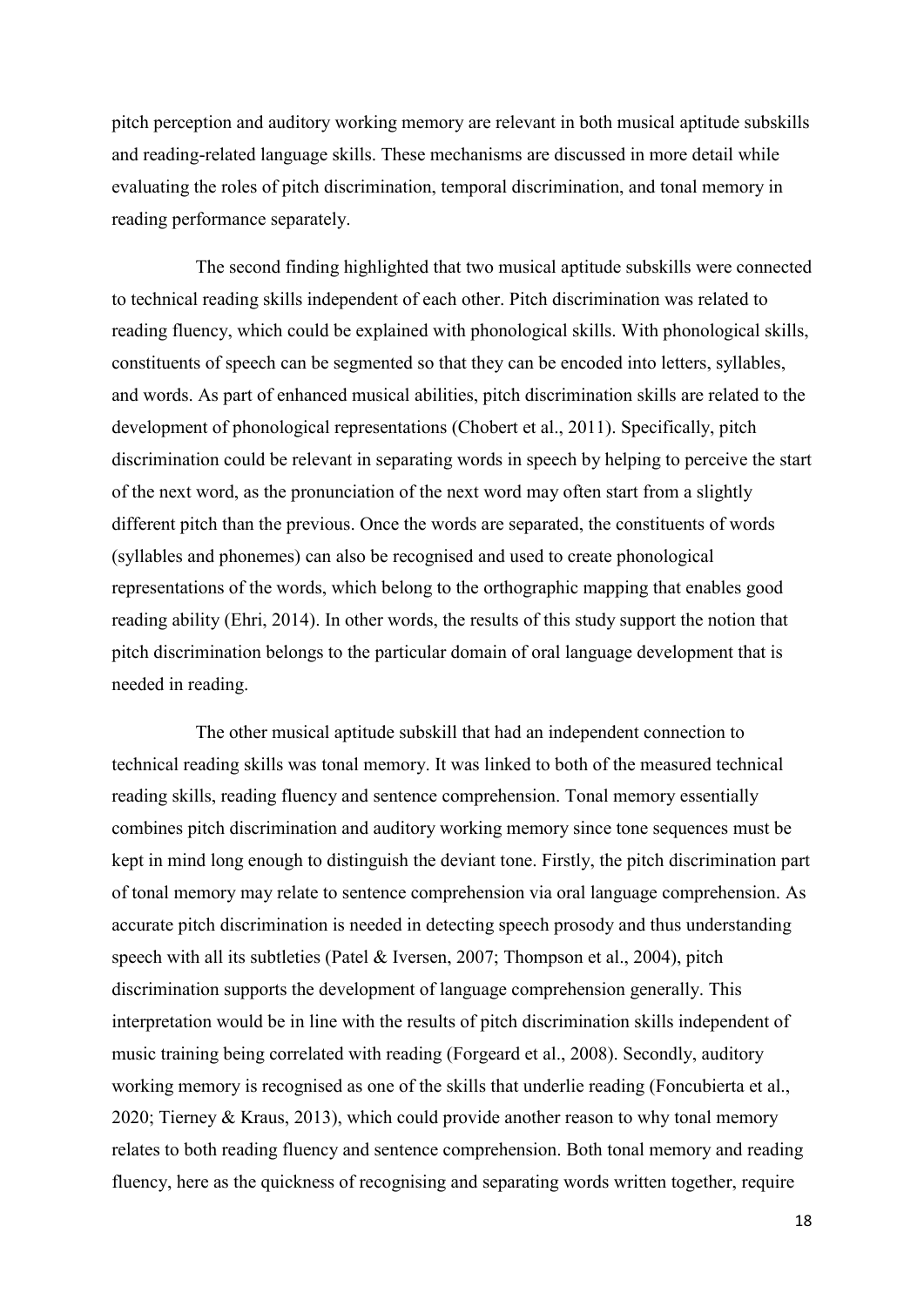pitch perception and auditory working memory are relevant in both musical aptitude subskills and reading-related language skills. These mechanisms are discussed in more detail while evaluating the roles of pitch discrimination, temporal discrimination, and tonal memory in reading performance separately.

The second finding highlighted that two musical aptitude subskills were connected to technical reading skills independent of each other. Pitch discrimination was related to reading fluency, which could be explained with phonological skills. With phonological skills, constituents of speech can be segmented so that they can be encoded into letters, syllables, and words. As part of enhanced musical abilities, pitch discrimination skills are related to the development of phonological representations (Chobert et al., 2011). Specifically, pitch discrimination could be relevant in separating words in speech by helping to perceive the start of the next word, as the pronunciation of the next word may often start from a slightly different pitch than the previous. Once the words are separated, the constituents of words (syllables and phonemes) can also be recognised and used to create phonological representations of the words, which belong to the orthographic mapping that enables good reading ability (Ehri, 2014). In other words, the results of this study support the notion that pitch discrimination belongs to the particular domain of oral language development that is needed in reading.

The other musical aptitude subskill that had an independent connection to technical reading skills was tonal memory. It was linked to both of the measured technical reading skills, reading fluency and sentence comprehension. Tonal memory essentially combines pitch discrimination and auditory working memory since tone sequences must be kept in mind long enough to distinguish the deviant tone. Firstly, the pitch discrimination part of tonal memory may relate to sentence comprehension via oral language comprehension. As accurate pitch discrimination is needed in detecting speech prosody and thus understanding speech with all its subtleties (Patel & Iversen, 2007; Thompson et al., 2004), pitch discrimination supports the development of language comprehension generally. This interpretation would be in line with the results of pitch discrimination skills independent of music training being correlated with reading (Forgeard et al., 2008). Secondly, auditory working memory is recognised as one of the skills that underlie reading (Foncubierta et al., 2020; Tierney & Kraus, 2013), which could provide another reason to why tonal memory relates to both reading fluency and sentence comprehension. Both tonal memory and reading fluency, here as the quickness of recognising and separating words written together, require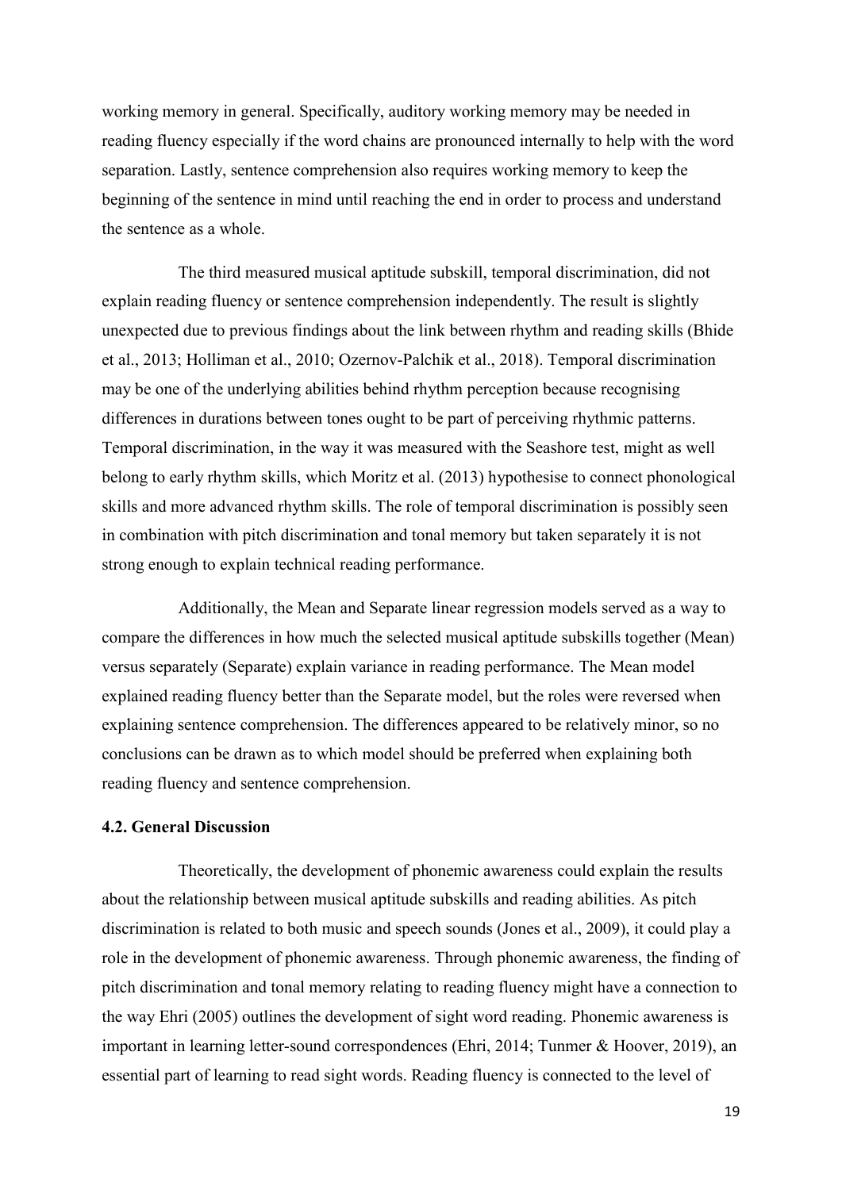working memory in general. Specifically, auditory working memory may be needed in reading fluency especially if the word chains are pronounced internally to help with the word separation. Lastly, sentence comprehension also requires working memory to keep the beginning of the sentence in mind until reaching the end in order to process and understand the sentence as a whole.

The third measured musical aptitude subskill, temporal discrimination, did not explain reading fluency or sentence comprehension independently. The result is slightly unexpected due to previous findings about the link between rhythm and reading skills (Bhide et al., 2013; Holliman et al., 2010; Ozernov-Palchik et al., 2018). Temporal discrimination may be one of the underlying abilities behind rhythm perception because recognising differences in durations between tones ought to be part of perceiving rhythmic patterns. Temporal discrimination, in the way it was measured with the Seashore test, might as well belong to early rhythm skills, which Moritz et al. (2013) hypothesise to connect phonological skills and more advanced rhythm skills. The role of temporal discrimination is possibly seen in combination with pitch discrimination and tonal memory but taken separately it is not strong enough to explain technical reading performance.

Additionally, the Mean and Separate linear regression models served as a way to compare the differences in how much the selected musical aptitude subskills together (Mean) versus separately (Separate) explain variance in reading performance. The Mean model explained reading fluency better than the Separate model, but the roles were reversed when explaining sentence comprehension. The differences appeared to be relatively minor, so no conclusions can be drawn as to which model should be preferred when explaining both reading fluency and sentence comprehension.

### 4.2. General Discussion

Theoretically, the development of phonemic awareness could explain the results about the relationship between musical aptitude subskills and reading abilities. As pitch discrimination is related to both music and speech sounds (Jones et al., 2009), it could play a role in the development of phonemic awareness. Through phonemic awareness, the finding of pitch discrimination and tonal memory relating to reading fluency might have a connection to the way Ehri (2005) outlines the development of sight word reading. Phonemic awareness is important in learning letter-sound correspondences (Ehri, 2014; Tunmer & Hoover, 2019), an essential part of learning to read sight words. Reading fluency is connected to the level of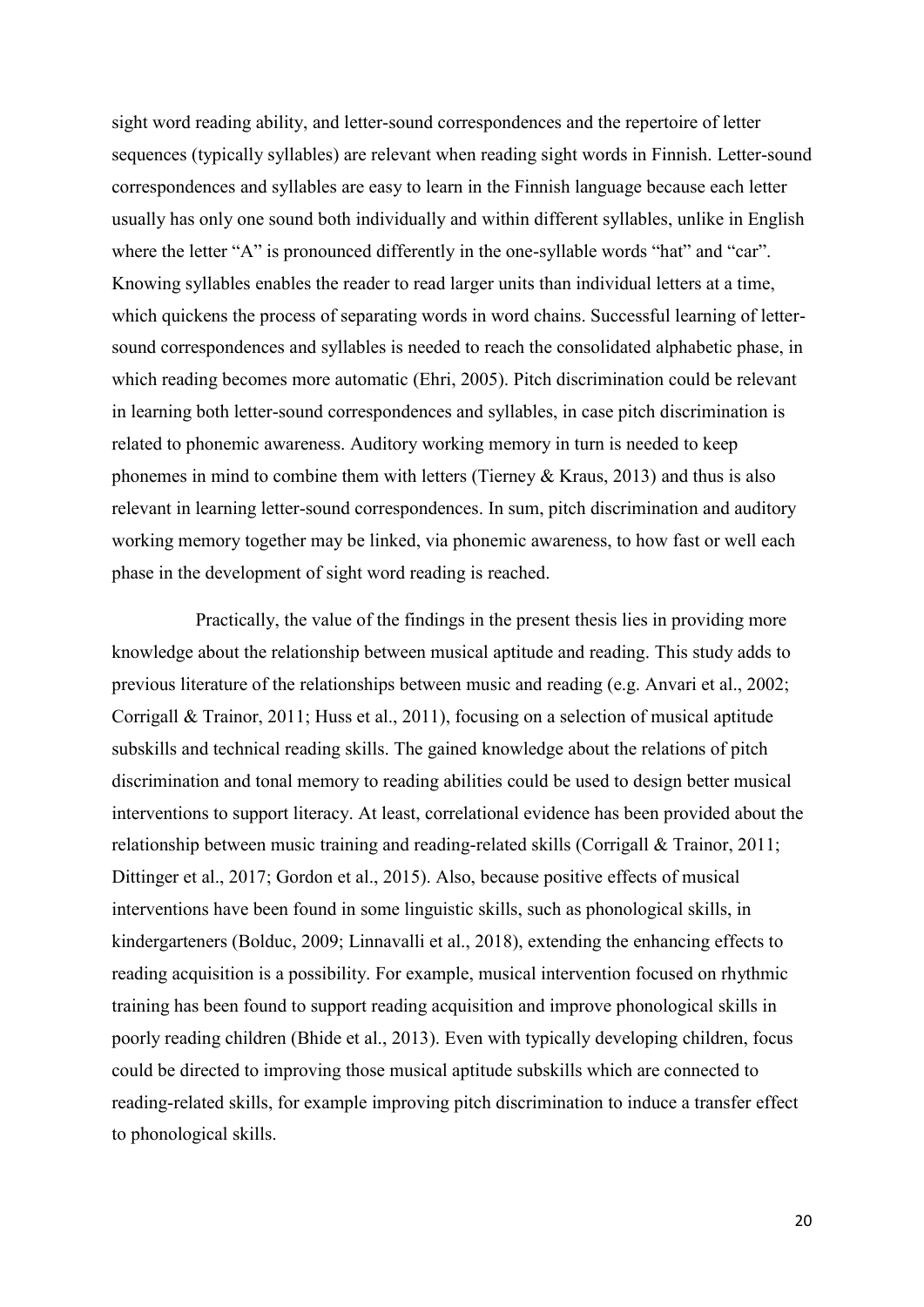sight word reading ability, and letter-sound correspondences and the repertoire of letter sequences (typically syllables) are relevant when reading sight words in Finnish. Letter-sound correspondences and syllables are easy to learn in the Finnish language because each letter usually has only one sound both individually and within different syllables, unlike in English where the letter "A" is pronounced differently in the one-syllable words "hat" and "car". Knowing syllables enables the reader to read larger units than individual letters at a time, which quickens the process of separating words in word chains. Successful learning of letter-sound correspondences and syllables is needed to reach the consolidated alphabetic phase, in which reading becomes more automatic (Ehri, 2005). Pitch discrimination could be relevant in learning both letter-sound correspondences and syllables, in case pitch discrimination is related to phonemic awareness. Auditory working memory in turn is needed to keep phonemes in mind to combine them with letters (Tierney & Kraus, 2013) and thus is also relevant in learning letter-sound correspondences. In sum, pitch discrimination and auditory working memory together may be linked, via phonemic awareness, to how fast or well each phase in the development of sight word reading is reached.

Practically, the value of the findings in the present thesis lies in providing more knowledge about the relationship between musical aptitude and reading. This study adds to previous literature of the relationships between music and reading (e.g. Anvari et al., 2002; Corrigall & Trainor, 2011; Huss et al., 2011), focusing on a selection of musical aptitude subskills and technical reading skills. The gained knowledge about the relations of pitch discrimination and tonal memory to reading abilities could be used to design better musical interventions to support literacy. At least, correlational evidence has been provided about the relationship between music training and reading-related skills (Corrigall & Trainor, 2011; Dittinger et al., 2017; Gordon et al., 2015). Also, because positive effects of musical interventions have been found in some linguistic skills, such as phonological skills, in kindergarteners (Bolduc, 2009; Linnavalli et al., 2018), extending the enhancing effects to reading acquisition is a possibility. For example, musical intervention focused on rhythmic training has been found to support reading acquisition and improve phonological skills in poorly reading children (Bhide et al., 2013). Even with typically developing children, focus could be directed to improving those musical aptitude subskills which are connected to reading-related skills, for example improving pitch discrimination to induce a transfer effect to phonological skills.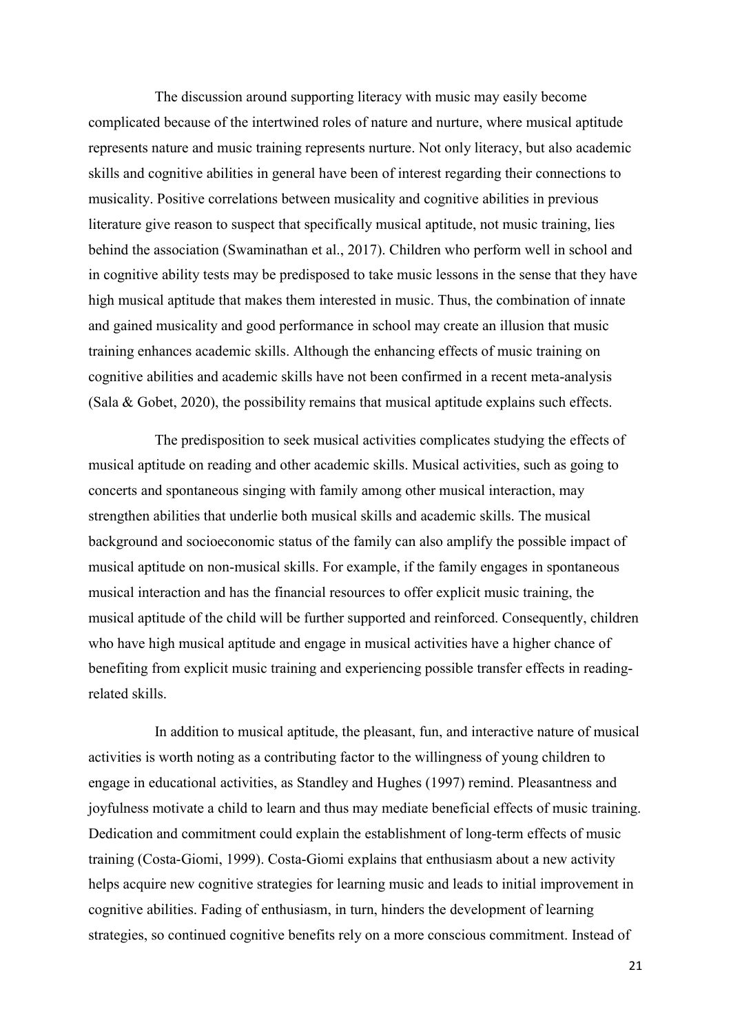The discussion around supporting literacy with music may easily become complicated because of the intertwined roles of nature and nurture, where musical aptitude represents nature and music training represents nurture. Not only literacy, but also academic skills and cognitive abilities in general have been of interest regarding their connections to musicality. Positive correlations between musicality and cognitive abilities in previous literature give reason to suspect that specifically musical aptitude, not music training, lies behind the association (Swaminathan et al., 2017). Children who perform well in school and in cognitive ability tests may be predisposed to take music lessons in the sense that they have high musical aptitude that makes them interested in music. Thus, the combination of innate and gained musicality and good performance in school may create an illusion that music training enhances academic skills. Although the enhancing effects of music training on cognitive abilities and academic skills have not been confirmed in a recent meta-analysis (Sala & Gobet, 2020), the possibility remains that musical aptitude explains such effects.

The predisposition to seek musical activities complicates studying the effects of musical aptitude on reading and other academic skills. Musical activities, such as going to concerts and spontaneous singing with family among other musical interaction, may strengthen abilities that underlie both musical skills and academic skills. The musical background and socioeconomic status of the family can also amplify the possible impact of musical aptitude on non-musical skills. For example, if the family engages in spontaneous musical interaction and has the financial resources to offer explicit music training, the musical aptitude of the child will be further supported and reinforced. Consequently, children who have high musical aptitude and engage in musical activities have a higher chance of benefiting from explicit music training and experiencing possible transfer effects in reading-related skills.

In addition to musical aptitude, the pleasant, fun, and interactive nature of musical activities is worth noting as a contributing factor to the willingness of young children to engage in educational activities, as Standley and Hughes (1997) remind. Pleasantness and joyfulness motivate a child to learn and thus may mediate beneficial effects of music training. Dedication and commitment could explain the establishment of long-term effects of music training (Costa-Giomi, 1999). Costa-Giomi explains that enthusiasm about a new activity helps acquire new cognitive strategies for learning music and leads to initial improvement in cognitive abilities. Fading of enthusiasm, in turn, hinders the development of learning strategies, so continued cognitive benefits rely on a more conscious commitment. Instead of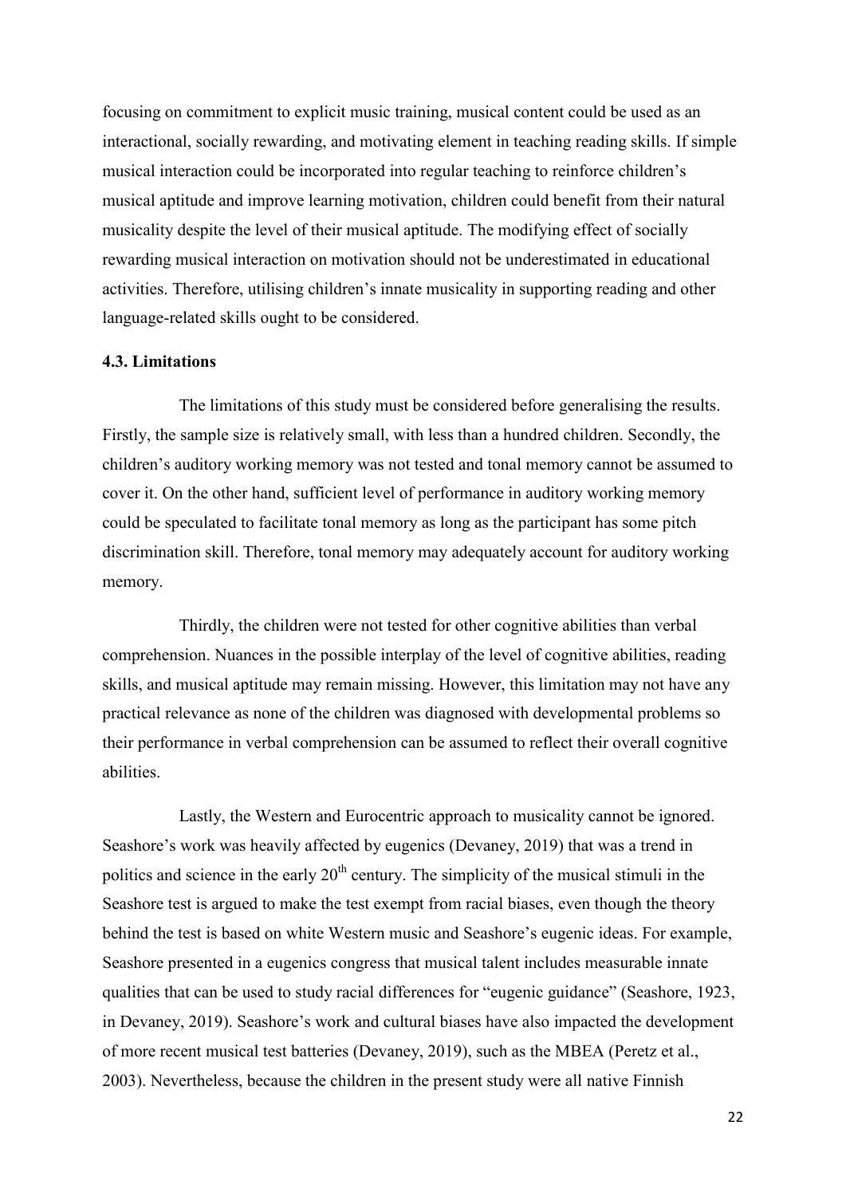focusing on commitment to explicit music training, musical content could be used as an interactional, socially rewarding, and motivating element in teaching reading skills. If simple musical interaction could be incorporated into regular teaching to reinforce children's musical aptitude and improve learning motivation, children could benefit from their natural musicality despite the level of their musical aptitude. The modifying effect of socially rewarding musical interaction on motivation should not be underestimated in educational activities. Therefore, utilising children's innate musicality in supporting reading and other language-related skills ought to be considered.

### 4.3. Limitations

The limitations of this study must be considered before generalising the results. Firstly, the sample size is relatively small, with less than a hundred children. Secondly, the children's auditory working memory was not tested and tonal memory cannot be assumed to cover it. On the other hand, sufficient level of performance in auditory working memory could be speculated to facilitate tonal memory as long as the participant has some pitch discrimination skill. Therefore, tonal memory may adequately account for auditory working memory.

Thirdly, the children were not tested for other cognitive abilities than verbal comprehension. Nuances in the possible interplay of the level of cognitive abilities, reading skills, and musical aptitude may remain missing. However, this limitation may not have any practical relevance as none of the children was diagnosed with developmental problems so their performance in verbal comprehension can be assumed to reflect their overall cognitive abilities.

Lastly, the Western and Eurocentric approach to musicality cannot be ignored. Seashore's work was heavily affected by eugenics (Devaney, 2019) that was a trend in politics and science in the early 20th century. The simplicity of the musical stimuli in the Seashore test is argued to make the test exempt from racial biases, even though the theory behind the test is based on white Western music and Seashore's eugenic ideas. For example, Seashore presented in a eugenics congress that musical talent includes measurable innate qualities that can be used to study racial differences for "eugenic guidance" (Seashore, 1923, in Devaney, 2019). Seashore's work and cultural biases have also impacted the development of more recent musical test batteries (Devaney, 2019), such as the MBEA (Peretz et al., 2003). Nevertheless, because the children in the present study were all native Finnish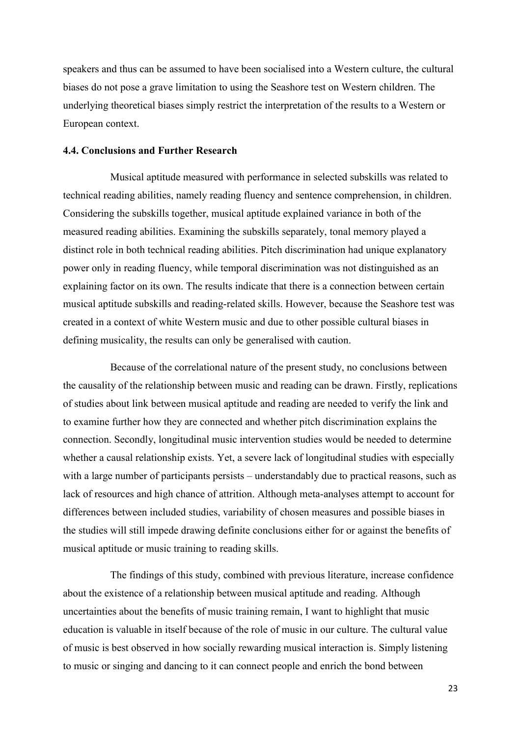speakers and thus can be assumed to have been socialised into a Western culture, the cultural biases do not pose a grave limitation to using the Seashore test on Western children. The underlying theoretical biases simply restrict the interpretation of the results to a Western or European context.

### 4.4. Conclusions and Further Research

Musical aptitude measured with performance in selected subskills was related to technical reading abilities, namely reading fluency and sentence comprehension, in children. Considering the subskills together, musical aptitude explained variance in both of the measured reading abilities. Examining the subskills separately, tonal memory played a distinct role in both technical reading abilities. Pitch discrimination had unique explanatory power only in reading fluency, while temporal discrimination was not distinguished as an explaining factor on its own. The results indicate that there is a connection between certain musical aptitude subskills and reading-related skills. However, because the Seashore test was created in a context of white Western music and due to other possible cultural biases in defining musicality, the results can only be generalised with caution.

Because of the correlational nature of the present study, no conclusions between the causality of the relationship between music and reading can be drawn. Firstly, replications of studies about link between musical aptitude and reading are needed to verify the link and to examine further how they are connected and whether pitch discrimination explains the connection. Secondly, longitudinal music intervention studies would be needed to determine whether a causal relationship exists. Yet, a severe lack of longitudinal studies with especially with a large number of participants persists – understandably due to practical reasons, such as lack of resources and high chance of attrition. Although meta-analyses attempt to account for differences between included studies, variability of chosen measures and possible biases in the studies will still impede drawing definite conclusions either for or against the benefits of musical aptitude or music training to reading skills.

The findings of this study, combined with previous literature, increase confidence about the existence of a relationship between musical aptitude and reading. Although uncertainties about the benefits of music training remain, I want to highlight that music education is valuable in itself because of the role of music in our culture. The cultural value of music is best observed in how socially rewarding musical interaction is. Simply listening to music or singing and dancing to it can connect people and enrich the bond between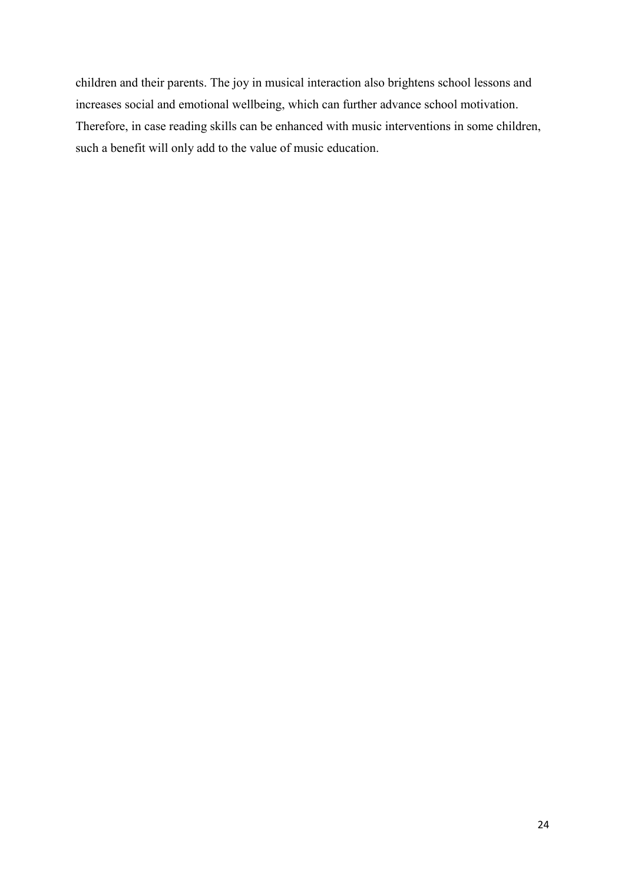children and their parents. The joy in musical interaction also brightens school lessons and increases social and emotional wellbeing, which can further advance school motivation. Therefore, in case reading skills can be enhanced with music interventions in some children, such a benefit will only add to the value of music education.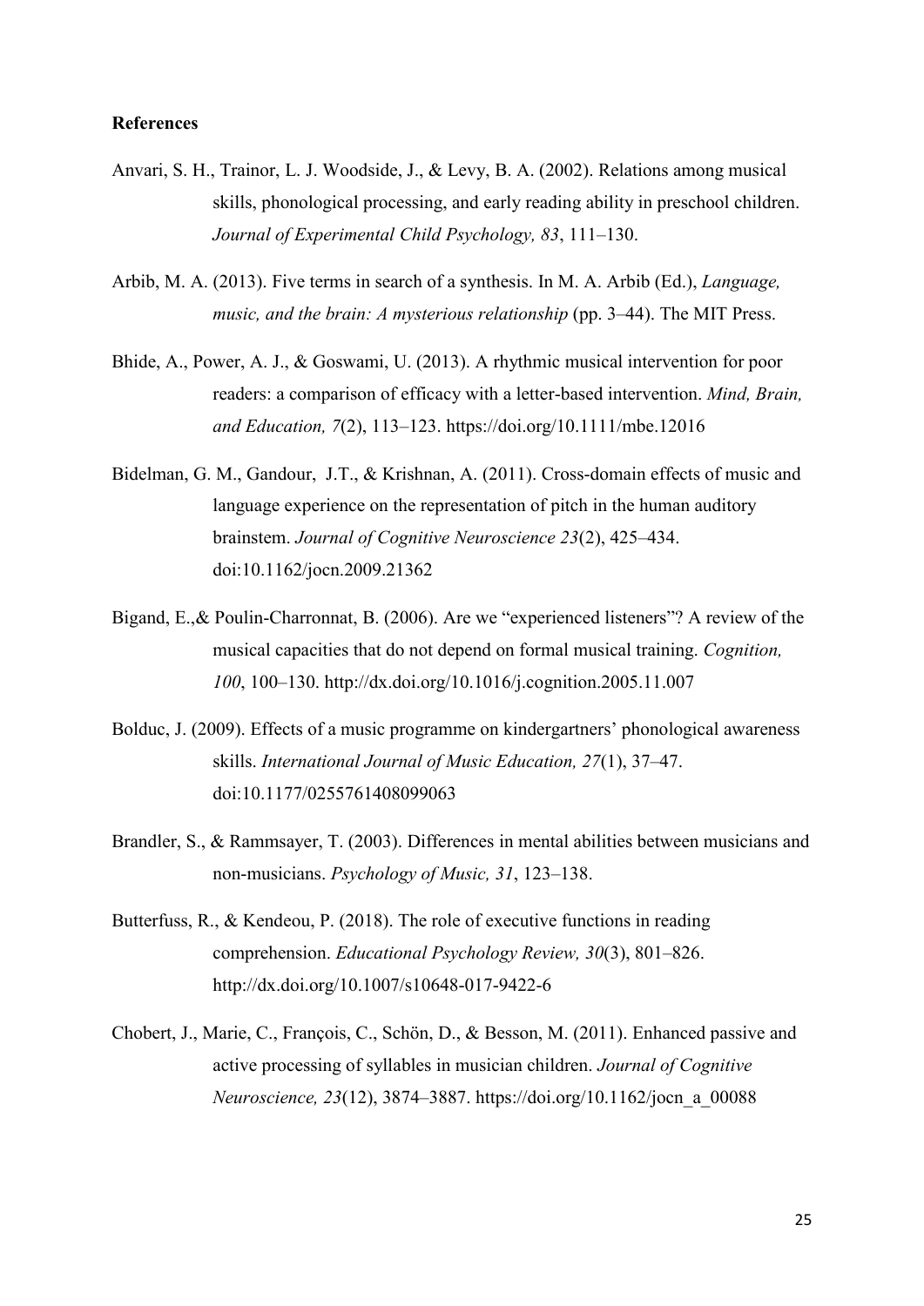**References**

Anvari, S. H., Trainor, L. J. Woodside, J., & Levy, B. A. (2002). Relations among musical skills, phonological processing, and early reading ability in preschool children. *Journal of Experimental Child Psychology, 83*, 111–130.

Arbib, M. A. (2013). Five terms in search of a synthesis. In M. A. Arbib (Ed.), *Language, music, and the brain: A mysterious relationship* (pp. 3–44). The MIT Press.

Bhide, A., Power, A. J., & Goswami, U. (2013). A rhythmic musical intervention for poor readers: a comparison of efficacy with a letter-based intervention. *Mind, Brain, and Education, 7*(2), 113–123. https://doi.org/10.1111/mbe.12016

Bidelman, G. M., Gandour, J.T., & Krishnan, A. (2011). Cross-domain effects of music and language experience on the representation of pitch in the human auditory brainstem. *Journal of Cognitive Neuroscience 23*(2), 425–434. doi:10.1162/jocn.2009.21362

Bigand, E.,& Poulin-Charronnat, B. (2006). Are we "experienced listeners"? A review of the musical capacities that do not depend on formal musical training. *Cognition, 100*, 100–130. http://dx.doi.org/10.1016/j.cognition.2005.11.007

Bolduc, J. (2009). Effects of a music programme on kindergartners' phonological awareness skills. *International Journal of Music Education, 27*(1), 37–47. doi:10.1177/0255761408099063

Brandler, S., & Rammsayer, T. (2003). Differences in mental abilities between musicians and non-musicians. *Psychology of Music, 31*, 123–138.

Butterfuss, R., & Kendeou, P. (2018). The role of executive functions in reading comprehension. *Educational Psychology Review, 30*(3), 801–826. http://dx.doi.org/10.1007/s10648-017-9422-6

Chobert, J., Marie, C., François, C., Schön, D., & Besson, M. (2011). Enhanced passive and active processing of syllables in musician children. *Journal of Cognitive Neuroscience, 23*(12), 3874–3887. https://doi.org/10.1162/jocn_a_00088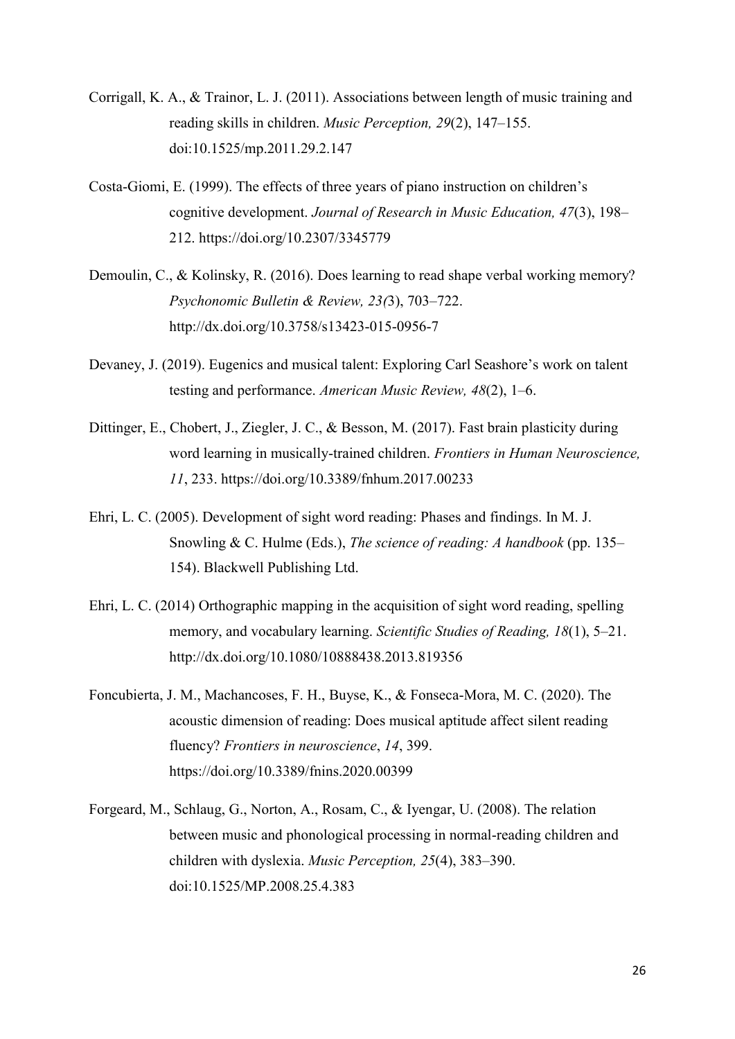Corrigall, K. A., & Trainor, L. J. (2011). Associations between length of music training and reading skills in children. *Music Perception, 29*(2), 147–155. doi:10.1525/mp.2011.29.2.147

Costa-Giomi, E. (1999). The effects of three years of piano instruction on children's cognitive development. *Journal of Research in Music Education, 47*(3), 198–212. https://doi.org/10.2307/3345779

Demoulin, C., & Kolinsky, R. (2016). Does learning to read shape verbal working memory? *Psychonomic Bulletin & Review, 23(*3), 703–722. http://dx.doi.org/10.3758/s13423-015-0956-7

Devaney, J. (2019). Eugenics and musical talent: Exploring Carl Seashore's work on talent testing and performance. *American Music Review, 48*(2), 1–6.

Dittinger, E., Chobert, J., Ziegler, J. C., & Besson, M. (2017). Fast brain plasticity during word learning in musically-trained children. *Frontiers in Human Neuroscience, 11*, 233. https://doi.org/10.3389/fnhum.2017.00233

Ehri, L. C. (2005). Development of sight word reading: Phases and findings. In M. J. Snowling & C. Hulme (Eds.), *The science of reading: A handbook* (pp. 135–154). Blackwell Publishing Ltd.

Ehri, L. C. (2014) Orthographic mapping in the acquisition of sight word reading, spelling memory, and vocabulary learning. *Scientific Studies of Reading, 18*(1), 5–21. http://dx.doi.org/10.1080/10888438.2013.819356

Foncubierta, J. M., Machancoses, F. H., Buyse, K., & Fonseca-Mora, M. C. (2020). The acoustic dimension of reading: Does musical aptitude affect silent reading fluency? *Frontiers in neuroscience*, *14*, 399. https://doi.org/10.3389/fnins.2020.00399

Forgeard, M., Schlaug, G., Norton, A., Rosam, C., & Iyengar, U. (2008). The relation between music and phonological processing in normal-reading children and children with dyslexia. *Music Perception, 25*(4), 383–390. doi:10.1525/MP.2008.25.4.383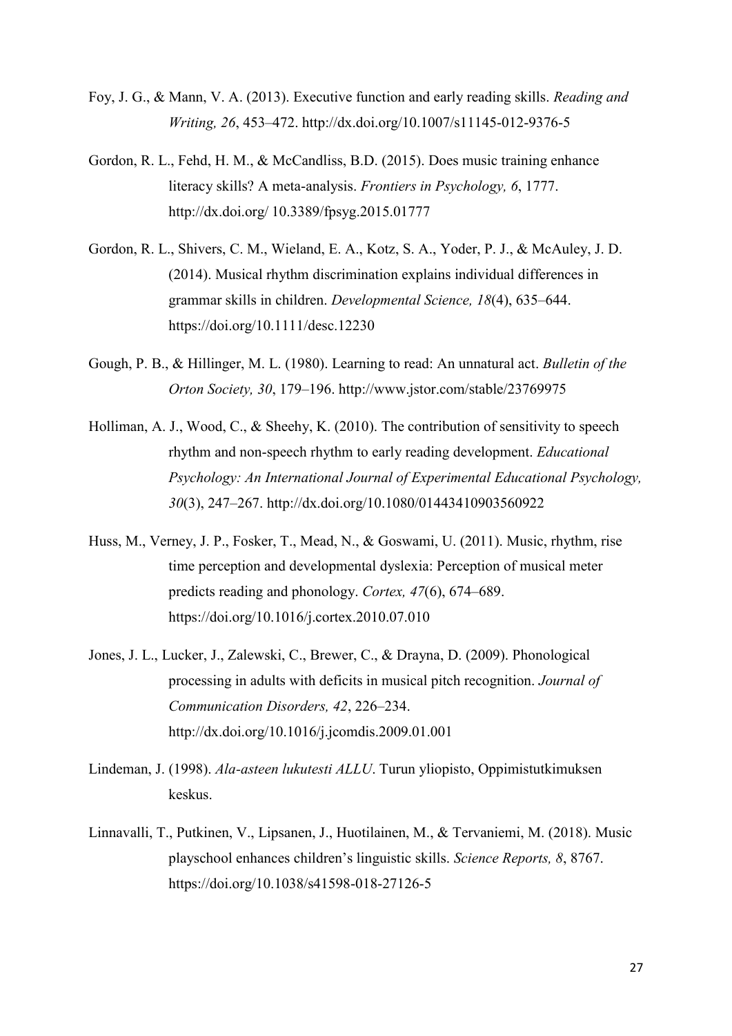Foy, J. G., & Mann, V. A. (2013). Executive function and early reading skills. *Reading and Writing, 26*, 453–472. http://dx.doi.org/10.1007/s11145-012-9376-5

Gordon, R. L., Fehd, H. M., & McCandliss, B.D. (2015). Does music training enhance literacy skills? A meta-analysis. *Frontiers in Psychology, 6*, 1777. http://dx.doi.org/ 10.3389/fpsyg.2015.01777

Gordon, R. L., Shivers, C. M., Wieland, E. A., Kotz, S. A., Yoder, P. J., & McAuley, J. D. (2014). Musical rhythm discrimination explains individual differences in grammar skills in children. *Developmental Science, 18*(4), 635–644. https://doi.org/10.1111/desc.12230

Gough, P. B., & Hillinger, M. L. (1980). Learning to read: An unnatural act. *Bulletin of the Orton Society, 30*, 179–196. http://www.jstor.com/stable/23769975

Holliman, A. J., Wood, C., & Sheehy, K. (2010). The contribution of sensitivity to speech rhythm and non-speech rhythm to early reading development. *Educational Psychology: An International Journal of Experimental Educational Psychology, 30*(3), 247–267. http://dx.doi.org/10.1080/01443410903560922

Huss, M., Verney, J. P., Fosker, T., Mead, N., & Goswami, U. (2011). Music, rhythm, rise time perception and developmental dyslexia: Perception of musical meter predicts reading and phonology. *Cortex, 47*(6), 674–689. https://doi.org/10.1016/j.cortex.2010.07.010

Jones, J. L., Lucker, J., Zalewski, C., Brewer, C., & Drayna, D. (2009). Phonological processing in adults with deficits in musical pitch recognition. *Journal of Communication Disorders, 42*, 226–234. http://dx.doi.org/10.1016/j.jcomdis.2009.01.001

Lindeman, J. (1998). *Ala-asteen lukutesti ALLU*. Turun yliopisto, Oppimistutkimuksen keskus.

Linnavalli, T., Putkinen, V., Lipsanen, J., Huotilainen, M., & Tervaniemi, M. (2018). Music playschool enhances children's linguistic skills. *Science Reports, 8*, 8767. https://doi.org/10.1038/s41598-018-27126-5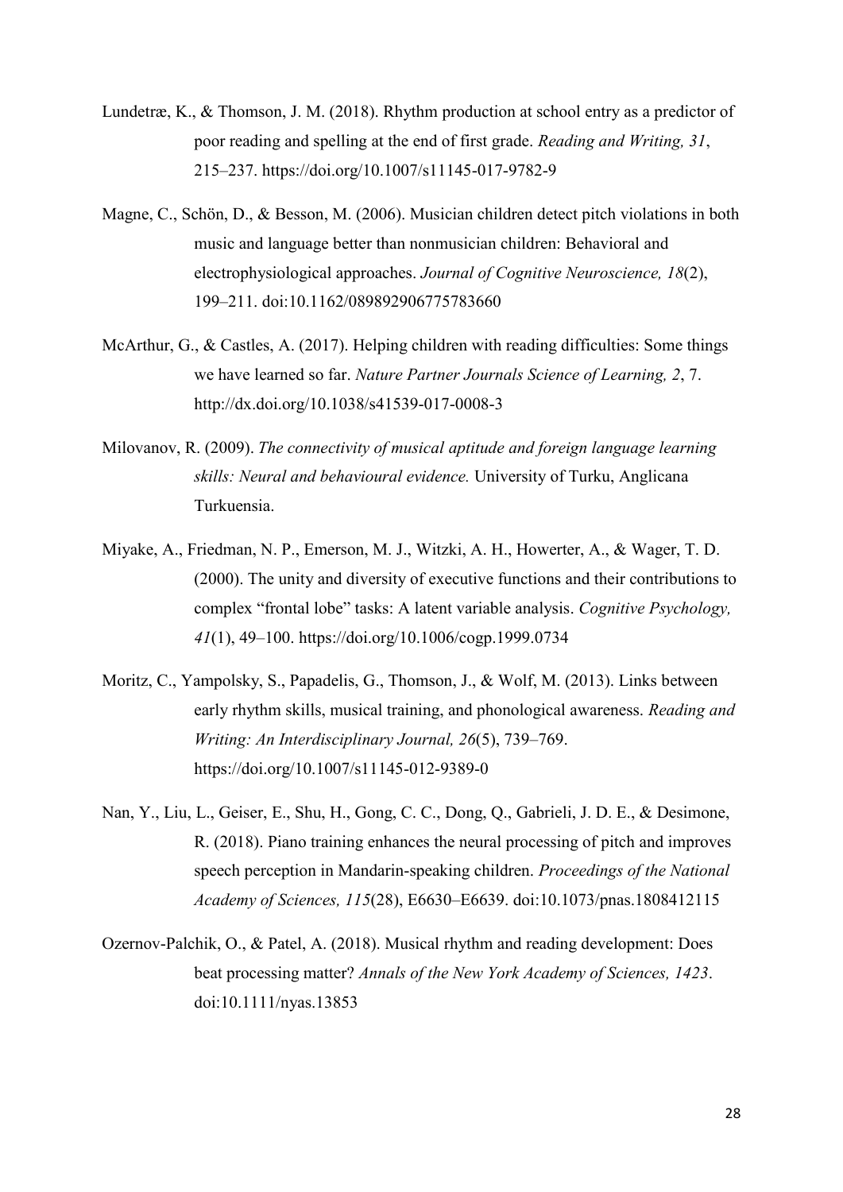Lundetræ, K., & Thomson, J. M. (2018). Rhythm production at school entry as a predictor of poor reading and spelling at the end of first grade. *Reading and Writing, 31*, 215–237. https://doi.org/10.1007/s11145-017-9782-9

Magne, C., Schön, D., & Besson, M. (2006). Musician children detect pitch violations in both music and language better than nonmusician children: Behavioral and electrophysiological approaches. *Journal of Cognitive Neuroscience, 18*(2), 199–211. doi:10.1162/089892906775783660

McArthur, G., & Castles, A. (2017). Helping children with reading difficulties: Some things we have learned so far. *Nature Partner Journals Science of Learning, 2*, 7. http://dx.doi.org/10.1038/s41539-017-0008-3

Milovanov, R. (2009). *The connectivity of musical aptitude and foreign language learning skills: Neural and behavioural evidence.* University of Turku, Anglicana Turkuensia.

Miyake, A., Friedman, N. P., Emerson, M. J., Witzki, A. H., Howerter, A., & Wager, T. D. (2000). The unity and diversity of executive functions and their contributions to complex "frontal lobe" tasks: A latent variable analysis. *Cognitive Psychology, 41*(1), 49–100. https://doi.org/10.1006/cogp.1999.0734

Moritz, C., Yampolsky, S., Papadelis, G., Thomson, J., & Wolf, M. (2013). Links between early rhythm skills, musical training, and phonological awareness. *Reading and Writing: An Interdisciplinary Journal, 26*(5), 739–769. https://doi.org/10.1007/s11145-012-9389-0

Nan, Y., Liu, L., Geiser, E., Shu, H., Gong, C. C., Dong, Q., Gabrieli, J. D. E., & Desimone, R. (2018). Piano training enhances the neural processing of pitch and improves speech perception in Mandarin-speaking children. *Proceedings of the National Academy of Sciences, 115*(28), E6630–E6639. doi:10.1073/pnas.1808412115

Ozernov-Palchik, O., & Patel, A. (2018). Musical rhythm and reading development: Does beat processing matter? *Annals of the New York Academy of Sciences, 1423*. doi:10.1111/nyas.13853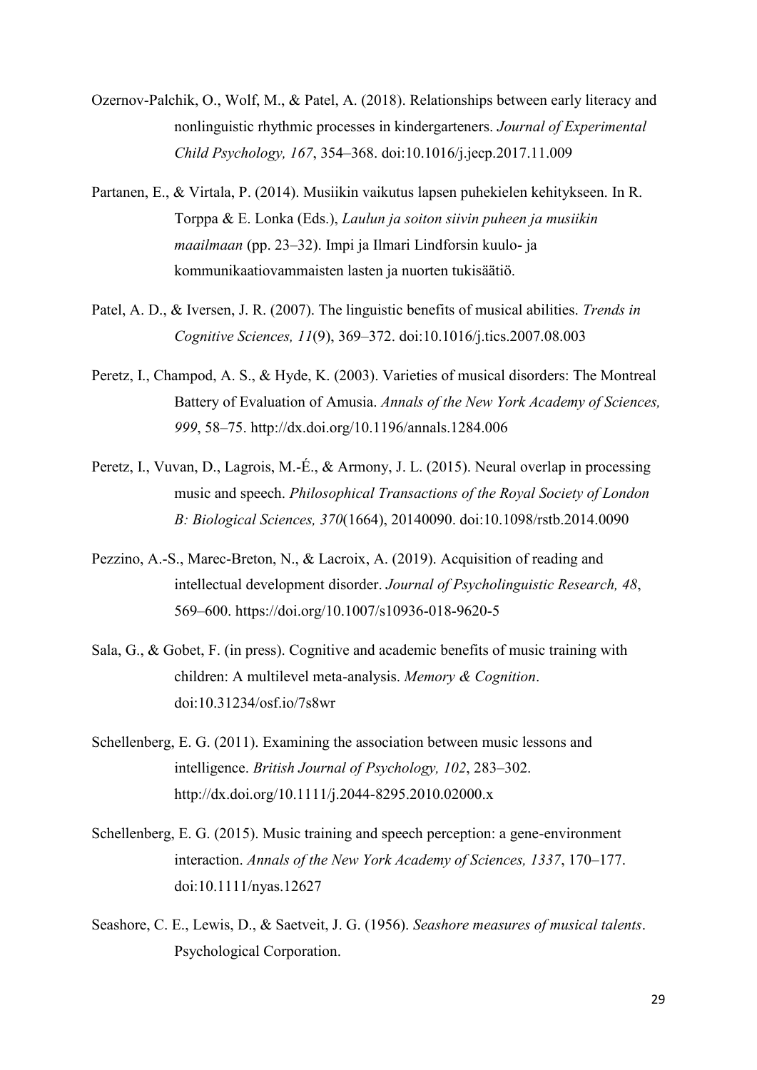Ozernov-Palchik, O., Wolf, M., & Patel, A. (2018). Relationships between early literacy and nonlinguistic rhythmic processes in kindergarteners. *Journal of Experimental Child Psychology, 167*, 354–368. doi:10.1016/j.jecp.2017.11.009

Partanen, E., & Virtala, P. (2014). Musiikin vaikutus lapsen puhekielen kehitykseen. In R. Torppa & E. Lonka (Eds.), *Laulun ja soiton siivin puheen ja musiikin maailmaan* (pp. 23–32). Impi ja Ilmari Lindforsin kuulo- ja kommunikaatiovammaisten lasten ja nuorten tukisäätiö.

Patel, A. D., & Iversen, J. R. (2007). The linguistic benefits of musical abilities. *Trends in Cognitive Sciences, 11*(9), 369–372. doi:10.1016/j.tics.2007.08.003

Peretz, I., Champod, A. S., & Hyde, K. (2003). Varieties of musical disorders: The Montreal Battery of Evaluation of Amusia. *Annals of the New York Academy of Sciences, 999*, 58–75. http://dx.doi.org/10.1196/annals.1284.006

Peretz, I., Vuvan, D., Lagrois, M.-É., & Armony, J. L. (2015). Neural overlap in processing music and speech. *Philosophical Transactions of the Royal Society of London B: Biological Sciences, 370*(1664), 20140090. doi:10.1098/rstb.2014.0090

Pezzino, A.-S., Marec-Breton, N., & Lacroix, A. (2019). Acquisition of reading and intellectual development disorder. *Journal of Psycholinguistic Research, 48*, 569–600. https://doi.org/10.1007/s10936-018-9620-5

Sala, G., & Gobet, F. (in press). Cognitive and academic benefits of music training with children: A multilevel meta-analysis. *Memory & Cognition*. doi:10.31234/osf.io/7s8wr

Schellenberg, E. G. (2011). Examining the association between music lessons and intelligence. *British Journal of Psychology, 102*, 283–302. http://dx.doi.org/10.1111/j.2044-8295.2010.02000.x

Schellenberg, E. G. (2015). Music training and speech perception: a gene-environment interaction. *Annals of the New York Academy of Sciences, 1337*, 170–177. doi:10.1111/nyas.12627

Seashore, C. E., Lewis, D., & Saetveit, J. G. (1956). *Seashore measures of musical talents*. Psychological Corporation.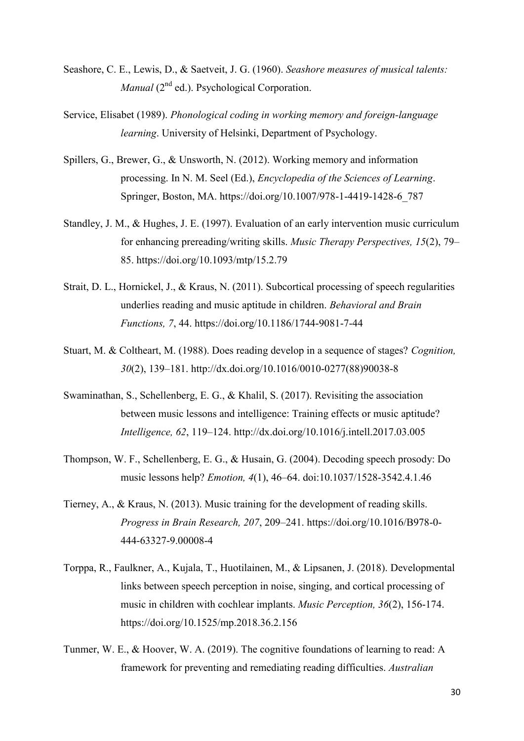Seashore, C. E., Lewis, D., & Saetveit, J. G. (1960). *Seashore measures of musical talents: Manual* (2nd ed.). Psychological Corporation.

Service, Elisabet (1989). *Phonological coding in working memory and foreign-language learning*. University of Helsinki, Department of Psychology.

Spillers, G., Brewer, G., & Unsworth, N. (2012). Working memory and information processing. In N. M. Seel (Ed.), *Encyclopedia of the Sciences of Learning*. Springer, Boston, MA. https://doi.org/10.1007/978-1-4419-1428-6_787

Standley, J. M., & Hughes, J. E. (1997). Evaluation of an early intervention music curriculum for enhancing prereading/writing skills. *Music Therapy Perspectives, 15*(2), 79–85. https://doi.org/10.1093/mtp/15.2.79

Strait, D. L., Hornickel, J., & Kraus, N. (2011). Subcortical processing of speech regularities underlies reading and music aptitude in children. *Behavioral and Brain Functions, 7*, 44. https://doi.org/10.1186/1744-9081-7-44

Stuart, M. & Coltheart, M. (1988). Does reading develop in a sequence of stages? *Cognition, 30*(2), 139–181. http://dx.doi.org/10.1016/0010-0277(88)90038-8

Swaminathan, S., Schellenberg, E. G., & Khalil, S. (2017). Revisiting the association between music lessons and intelligence: Training effects or music aptitude? *Intelligence, 62*, 119–124. http://dx.doi.org/10.1016/j.intell.2017.03.005

Thompson, W. F., Schellenberg, E. G., & Husain, G. (2004). Decoding speech prosody: Do music lessons help? *Emotion, 4*(1), 46–64. doi:10.1037/1528-3542.4.1.46

Tierney, A., & Kraus, N. (2013). Music training for the development of reading skills. *Progress in Brain Research, 207*, 209–241. https://doi.org/10.1016/B978-0-444-63327-9.00008-4

Torppa, R., Faulkner, A., Kujala, T., Huotilainen, M., & Lipsanen, J. (2018). Developmental links between speech perception in noise, singing, and cortical processing of music in children with cochlear implants. *Music Perception, 36*(2), 156-174. https://doi.org/10.1525/mp.2018.36.2.156

Tunmer, W. E., & Hoover, W. A. (2019). The cognitive foundations of learning to read: A framework for preventing and remediating reading difficulties. *Australian*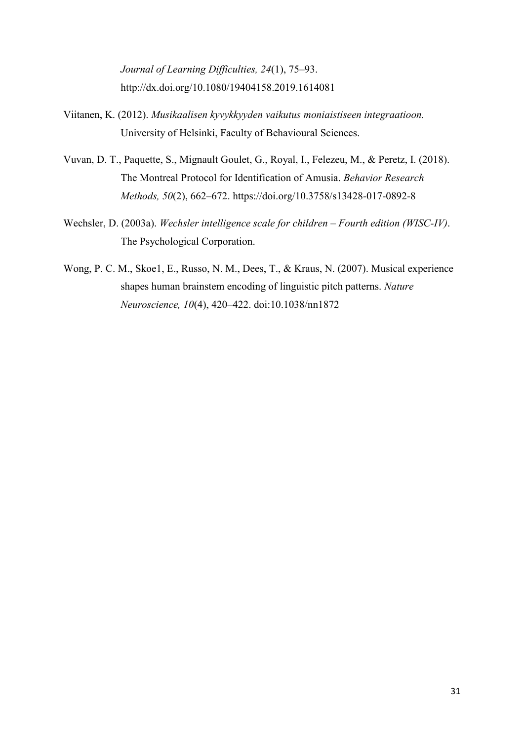*Journal of Learning Difficulties, 24*(1), 75–93. http://dx.doi.org/10.1080/19404158.2019.1614081

Viitanen, K. (2012). *Musikaalisen kyvykkyyden vaikutus moniaistiseen integraatioon.* University of Helsinki, Faculty of Behavioural Sciences.

Vuvan, D. T., Paquette, S., Mignault Goulet, G., Royal, I., Felezeu, M., & Peretz, I. (2018). The Montreal Protocol for Identification of Amusia. *Behavior Research Methods, 50*(2), 662–672. https://doi.org/10.3758/s13428-017-0892-8

Wechsler, D. (2003a). *Wechsler intelligence scale for children – Fourth edition (WISC-IV)*. The Psychological Corporation.

Wong, P. C. M., Skoe1, E., Russo, N. M., Dees, T., & Kraus, N. (2007). Musical experience shapes human brainstem encoding of linguistic pitch patterns. *Nature Neuroscience, 10*(4), 420–422. doi:10.1038/nn1872